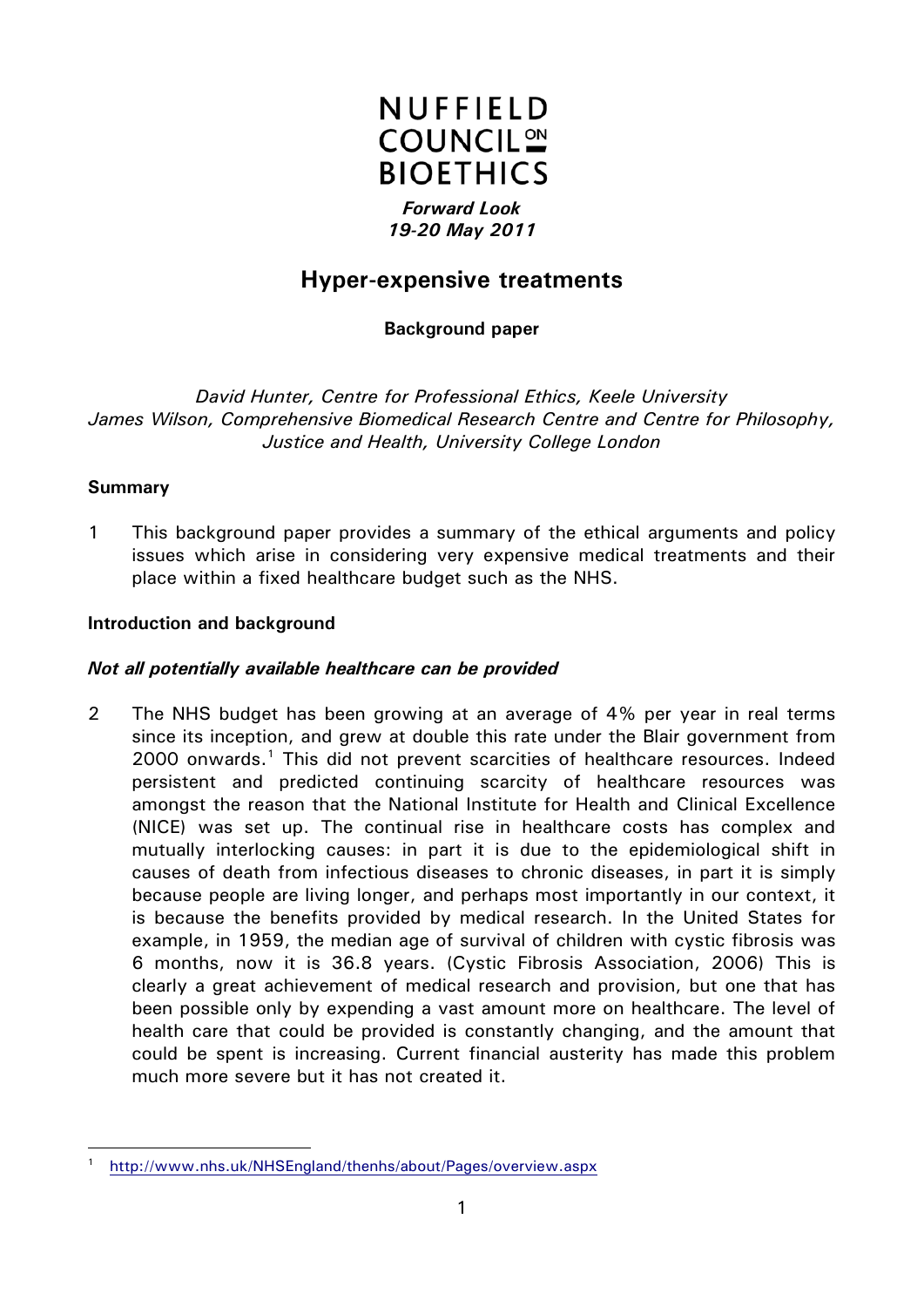# NUFFIELD COUNCIL ON BIOETHICS

***Forward Look***
***19-20 May 2011***

## Hyper-expensive treatments

**Background paper**

*David Hunter, Centre for Professional Ethics, Keele University*
*James Wilson, Comprehensive Biomedical Research Centre and Centre for Philosophy, Justice and Health, University College London*

### Summary

1 This background paper provides a summary of the ethical arguments and policy issues which arise in considering very expensive medical treatments and their place within a fixed healthcare budget such as the NHS.

### Introduction and background

#### *Not all potentially available healthcare can be provided*

2 The NHS budget has been growing at an average of 4% per year in real terms since its inception, and grew at double this rate under the Blair government from 2000 onwards.[1] This did not prevent scarcities of healthcare resources. Indeed persistent and predicted continuing scarcity of healthcare resources was amongst the reason that the National Institute for Health and Clinical Excellence (NICE) was set up. The continual rise in healthcare costs has complex and mutually interlocking causes: in part it is due to the epidemiological shift in causes of death from infectious diseases to chronic diseases, in part it is simply because people are living longer, and perhaps most importantly in our context, it is because the benefits provided by medical research. In the United States for example, in 1959, the median age of survival of children with cystic fibrosis was 6 months, now it is 36.8 years. (Cystic Fibrosis Association, 2006) This is clearly a great achievement of medical research and provision, but one that has been possible only by expending a vast amount more on healthcare. The level of health care that could be provided is constantly changing, and the amount that could be spent is increasing. Current financial austerity has made this problem much more severe but it has not created it.

---

[1] http://www.nhs.uk/NHSEngland/thenhs/about/Pages/overview.aspx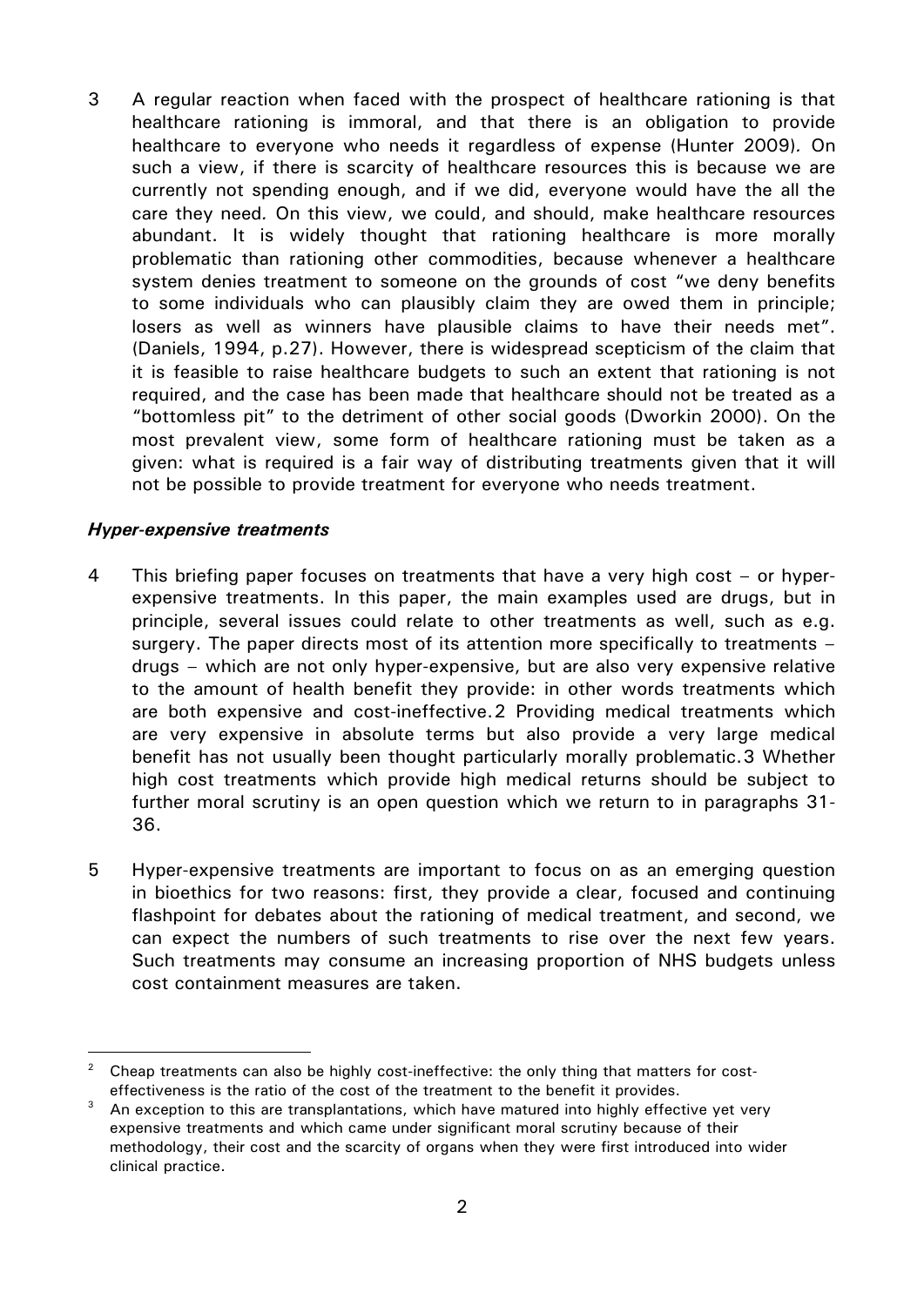3 A regular reaction when faced with the prospect of healthcare rationing is that healthcare rationing is immoral, and that there is an obligation to provide healthcare to everyone who needs it regardless of expense (Hunter 2009)*.* On such a view, if there is scarcity of healthcare resources this is because we are currently not spending enough, and if we did, everyone would have the all the care they need*.* On this view, we could, and should, make healthcare resources abundant. It is widely thought that rationing healthcare is more morally problematic than rationing other commodities, because whenever a healthcare system denies treatment to someone on the grounds of cost "we deny benefits to some individuals who can plausibly claim they are owed them in principle; losers as well as winners have plausible claims to have their needs met". (Daniels, 1994, p.27). However, there is widespread scepticism of the claim that it is feasible to raise healthcare budgets to such an extent that rationing is not required, and the case has been made that healthcare should not be treated as a "bottomless pit" to the detriment of other social goods (Dworkin 2000). On the most prevalent view, some form of healthcare rationing must be taken as a given: what is required is a fair way of distributing treatments given that it will not be possible to provide treatment for everyone who needs treatment.

### *Hyper-expensive treatments*

4 This briefing paper focuses on treatments that have a very high cost – or hyper-expensive treatments. In this paper, the main examples used are drugs, but in principle, several issues could relate to other treatments as well, such as e.g. surgery. The paper directs most of its attention more specifically to treatments – drugs – which are not only hyper-expensive, but are also very expensive relative to the amount of health benefit they provide: in other words treatments which are both expensive and cost-ineffective.[2] Providing medical treatments which are very expensive in absolute terms but also provide a very large medical benefit has not usually been thought particularly morally problematic.[3] Whether high cost treatments which provide high medical returns should be subject to further moral scrutiny is an open question which we return to in paragraphs 31-36.

5 Hyper-expensive treatments are important to focus on as an emerging question in bioethics for two reasons: first, they provide a clear, focused and continuing flashpoint for debates about the rationing of medical treatment, and second, we can expect the numbers of such treatments to rise over the next few years. Such treatments may consume an increasing proportion of NHS budgets unless cost containment measures are taken.

---

[2] Cheap treatments can also be highly cost-ineffective: the only thing that matters for cost-effectiveness is the ratio of the cost of the treatment to the benefit it provides.

[3] An exception to this are transplantations, which have matured into highly effective yet very expensive treatments and which came under significant moral scrutiny because of their methodology, their cost and the scarcity of organs when they were first introduced into wider clinical practice.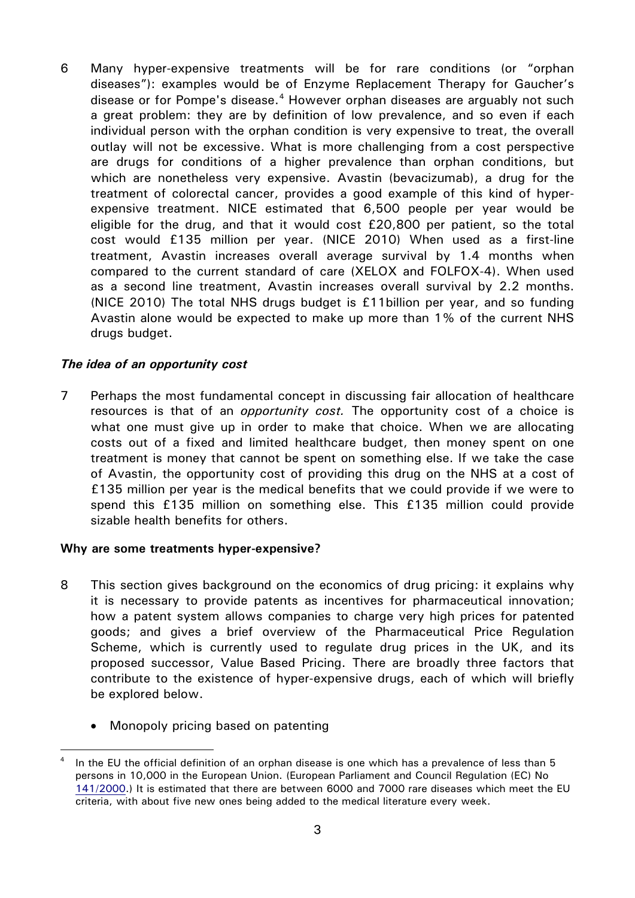6 Many hyper-expensive treatments will be for rare conditions (or "orphan diseases"): examples would be of Enzyme Replacement Therapy for Gaucher's disease or for Pompe's disease.[4] However orphan diseases are arguably not such a great problem: they are by definition of low prevalence, and so even if each individual person with the orphan condition is very expensive to treat, the overall outlay will not be excessive. What is more challenging from a cost perspective are drugs for conditions of a higher prevalence than orphan conditions, but which are nonetheless very expensive. Avastin (bevacizumab), a drug for the treatment of colorectal cancer, provides a good example of this kind of hyper-expensive treatment. NICE estimated that 6,500 people per year would be eligible for the drug, and that it would cost £20,800 per patient, so the total cost would £135 million per year. (NICE 2010) When used as a first-line treatment, Avastin increases overall average survival by 1.4 months when compared to the current standard of care (XELOX and FOLFOX-4). When used as a second line treatment, Avastin increases overall survival by 2.2 months. (NICE 2010) The total NHS drugs budget is £11billion per year, and so funding Avastin alone would be expected to make up more than 1% of the current NHS drugs budget.

### *The idea of an opportunity cost*

7 Perhaps the most fundamental concept in discussing fair allocation of healthcare resources is that of an *opportunity cost.* The opportunity cost of a choice is what one must give up in order to make that choice. When we are allocating costs out of a fixed and limited healthcare budget, then money spent on one treatment is money that cannot be spent on something else. If we take the case of Avastin, the opportunity cost of providing this drug on the NHS at a cost of £135 million per year is the medical benefits that we could provide if we were to spend this £135 million on something else. This £135 million could provide sizable health benefits for others.

### **Why are some treatments hyper-expensive?**

8 This section gives background on the economics of drug pricing: it explains why it is necessary to provide patents as incentives for pharmaceutical innovation; how a patent system allows companies to charge very high prices for patented goods; and gives a brief overview of the Pharmaceutical Price Regulation Scheme, which is currently used to regulate drug prices in the UK, and its proposed successor, Value Based Pricing. There are broadly three factors that contribute to the existence of hyper-expensive drugs, each of which will briefly be explored below.

- Monopoly pricing based on patenting

---

[4] In the EU the official definition of an orphan disease is one which has a prevalence of less than 5 persons in 10,000 in the European Union. (European Parliament and Council Regulation (EC) No 141/2000.) It is estimated that there are between 6000 and 7000 rare diseases which meet the EU criteria, with about five new ones being added to the medical literature every week.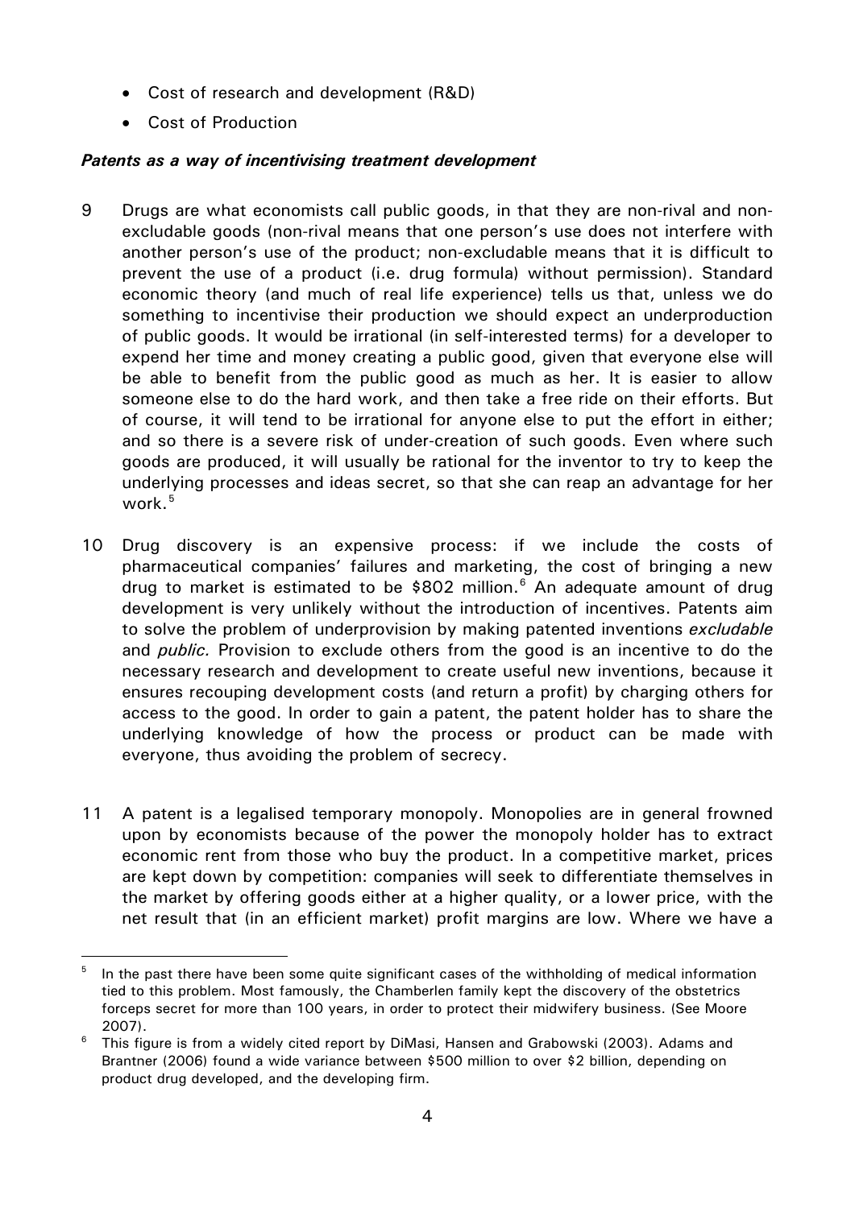- Cost of research and development (R&D)
- Cost of Production

***Patents as a way of incentivising treatment development***

9 Drugs are what economists call public goods, in that they are non-rival and non-excludable goods (non-rival means that one person's use does not interfere with another person's use of the product; non-excludable means that it is difficult to prevent the use of a product (i.e. drug formula) without permission). Standard economic theory (and much of real life experience) tells us that, unless we do something to incentivise their production we should expect an underproduction of public goods. It would be irrational (in self-interested terms) for a developer to expend her time and money creating a public good, given that everyone else will be able to benefit from the public good as much as her. It is easier to allow someone else to do the hard work, and then take a free ride on their efforts. But of course, it will tend to be irrational for anyone else to put the effort in either; and so there is a severe risk of under-creation of such goods. Even where such goods are produced, it will usually be rational for the inventor to try to keep the underlying processes and ideas secret, so that she can reap an advantage for her work.[5]

10 Drug discovery is an expensive process: if we include the costs of pharmaceutical companies' failures and marketing, the cost of bringing a new drug to market is estimated to be $802 million.[6] An adequate amount of drug development is very unlikely without the introduction of incentives. Patents aim to solve the problem of underprovision by making patented inventions *excludable* and *public.* Provision to exclude others from the good is an incentive to do the necessary research and development to create useful new inventions, because it ensures recouping development costs (and return a profit) by charging others for access to the good. In order to gain a patent, the patent holder has to share the underlying knowledge of how the process or product can be made with everyone, thus avoiding the problem of secrecy.

11 A patent is a legalised temporary monopoly. Monopolies are in general frowned upon by economists because of the power the monopoly holder has to extract economic rent from those who buy the product. In a competitive market, prices are kept down by competition: companies will seek to differentiate themselves in the market by offering goods either at a higher quality, or a lower price, with the net result that (in an efficient market) profit margins are low. Where we have a

---

[5] In the past there have been some quite significant cases of the withholding of medical information tied to this problem. Most famously, the Chamberlen family kept the discovery of the obstetrics forceps secret for more than 100 years, in order to protect their midwifery business. (See Moore 2007).

[6] This figure is from a widely cited report by DiMasi, Hansen and Grabowski (2003). Adams and Brantner (2006) found a wide variance between $500 million to over $2 billion, depending on product drug developed, and the developing firm.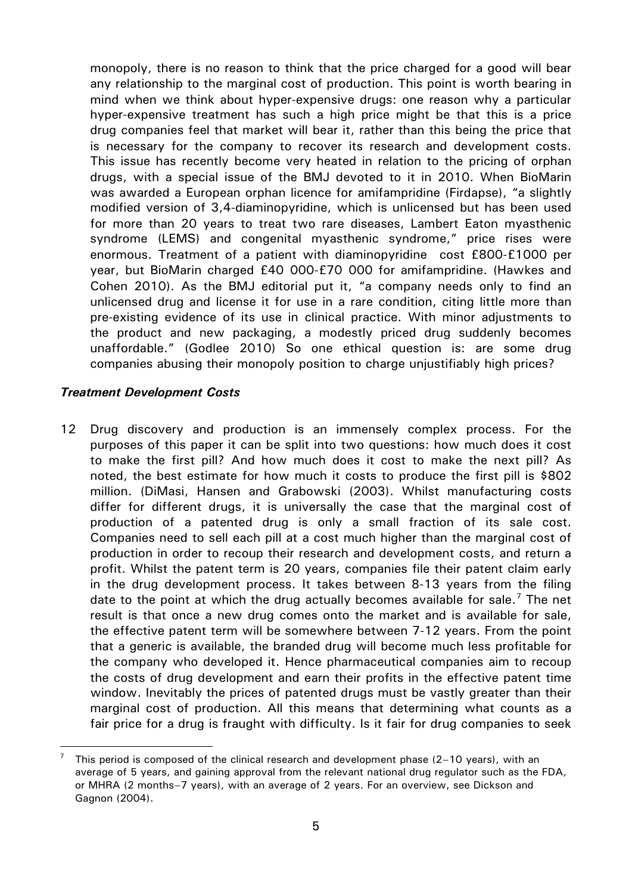monopoly, there is no reason to think that the price charged for a good will bear any relationship to the marginal cost of production. This point is worth bearing in mind when we think about hyper-expensive drugs: one reason why a particular hyper-expensive treatment has such a high price might be that this is a price drug companies feel that market will bear it, rather than this being the price that is necessary for the company to recover its research and development costs. This issue has recently become very heated in relation to the pricing of orphan drugs, with a special issue of the BMJ devoted to it in 2010. When BioMarin was awarded a European orphan licence for amifampridine (Firdapse), "a slightly modified version of 3,4-diaminopyridine, which is unlicensed but has been used for more than 20 years to treat two rare diseases, Lambert Eaton myasthenic syndrome (LEMS) and congenital myasthenic syndrome," price rises were enormous. Treatment of a patient with diaminopyridine cost £800-£1000 per year, but BioMarin charged £40 000-£70 000 for amifampridine. (Hawkes and Cohen 2010). As the BMJ editorial put it, "a company needs only to find an unlicensed drug and license it for use in a rare condition, citing little more than pre-existing evidence of its use in clinical practice. With minor adjustments to the product and new packaging, a modestly priced drug suddenly becomes unaffordable." (Godlee 2010) So one ethical question is: are some drug companies abusing their monopoly position to charge unjustifiably high prices?

### *Treatment Development Costs*

12 Drug discovery and production is an immensely complex process. For the purposes of this paper it can be split into two questions: how much does it cost to make the first pill? And how much does it cost to make the next pill? As noted, the best estimate for how much it costs to produce the first pill is $802 million. (DiMasi, Hansen and Grabowski (2003). Whilst manufacturing costs differ for different drugs, it is universally the case that the marginal cost of production of a patented drug is only a small fraction of its sale cost. Companies need to sell each pill at a cost much higher than the marginal cost of production in order to recoup their research and development costs, and return a profit. Whilst the patent term is 20 years, companies file their patent claim early in the drug development process. It takes between 8-13 years from the filing date to the point at which the drug actually becomes available for sale.[7] The net result is that once a new drug comes onto the market and is available for sale, the effective patent term will be somewhere between 7-12 years. From the point that a generic is available, the branded drug will become much less profitable for the company who developed it. Hence pharmaceutical companies aim to recoup the costs of drug development and earn their profits in the effective patent time window. Inevitably the prices of patented drugs must be vastly greater than their marginal cost of production. All this means that determining what counts as a fair price for a drug is fraught with difficulty. Is it fair for drug companies to seek

---

[7] This period is composed of the clinical research and development phase (2–10 years), with an average of 5 years, and gaining approval from the relevant national drug regulator such as the FDA, or MHRA (2 months–7 years), with an average of 2 years. For an overview, see Dickson and Gagnon (2004).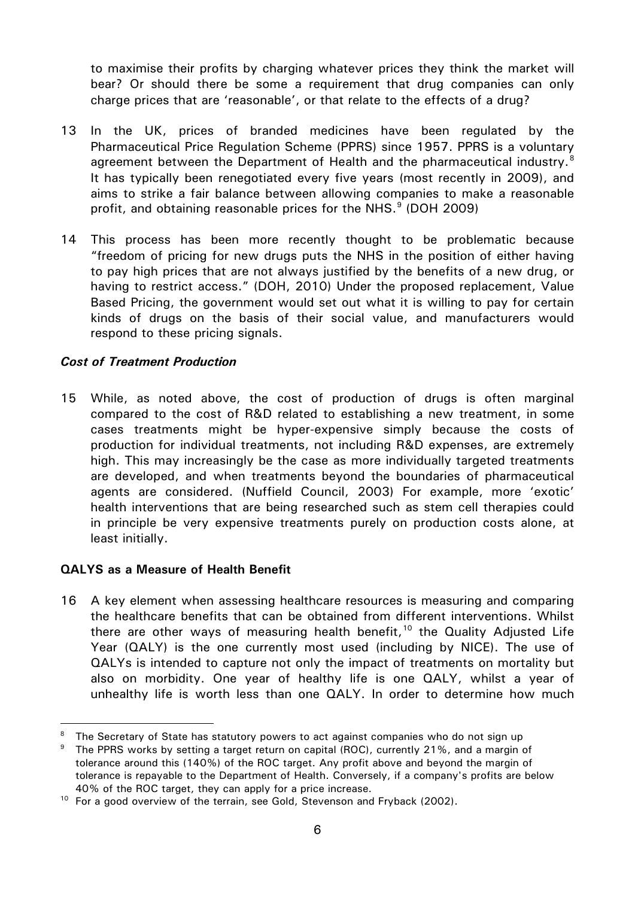to maximise their profits by charging whatever prices they think the market will bear? Or should there be some a requirement that drug companies can only charge prices that are 'reasonable', or that relate to the effects of a drug?

13 In the UK, prices of branded medicines have been regulated by the Pharmaceutical Price Regulation Scheme (PPRS) since 1957. PPRS is a voluntary agreement between the Department of Health and the pharmaceutical industry.[8] It has typically been renegotiated every five years (most recently in 2009), and aims to strike a fair balance between allowing companies to make a reasonable profit, and obtaining reasonable prices for the NHS.[9] (DOH 2009)

14 This process has been more recently thought to be problematic because "freedom of pricing for new drugs puts the NHS in the position of either having to pay high prices that are not always justified by the benefits of a new drug, or having to restrict access." (DOH, 2010) Under the proposed replacement, Value Based Pricing, the government would set out what it is willing to pay for certain kinds of drugs on the basis of their social value, and manufacturers would respond to these pricing signals.

### *Cost of Treatment Production*

15 While, as noted above, the cost of production of drugs is often marginal compared to the cost of R&D related to establishing a new treatment, in some cases treatments might be hyper-expensive simply because the costs of production for individual treatments, not including R&D expenses, are extremely high. This may increasingly be the case as more individually targeted treatments are developed, and when treatments beyond the boundaries of pharmaceutical agents are considered. (Nuffield Council, 2003) For example, more 'exotic' health interventions that are being researched such as stem cell therapies could in principle be very expensive treatments purely on production costs alone, at least initially.

## **QALYS as a Measure of Health Benefit**

16 A key element when assessing healthcare resources is measuring and comparing the healthcare benefits that can be obtained from different interventions. Whilst there are other ways of measuring health benefit,[10] the Quality Adjusted Life Year (QALY) is the one currently most used (including by NICE). The use of QALYs is intended to capture not only the impact of treatments on mortality but also on morbidity. One year of healthy life is one QALY, whilst a year of unhealthy life is worth less than one QALY. In order to determine how much

---

[8] The Secretary of State has statutory powers to act against companies who do not sign up

[9] The PPRS works by setting a target return on capital (ROC), currently 21%, and a margin of tolerance around this (140%) of the ROC target. Any profit above and beyond the margin of tolerance is repayable to the Department of Health. Conversely, if a company's profits are below 40% of the ROC target, they can apply for a price increase.

[10] For a good overview of the terrain, see Gold, Stevenson and Fryback (2002).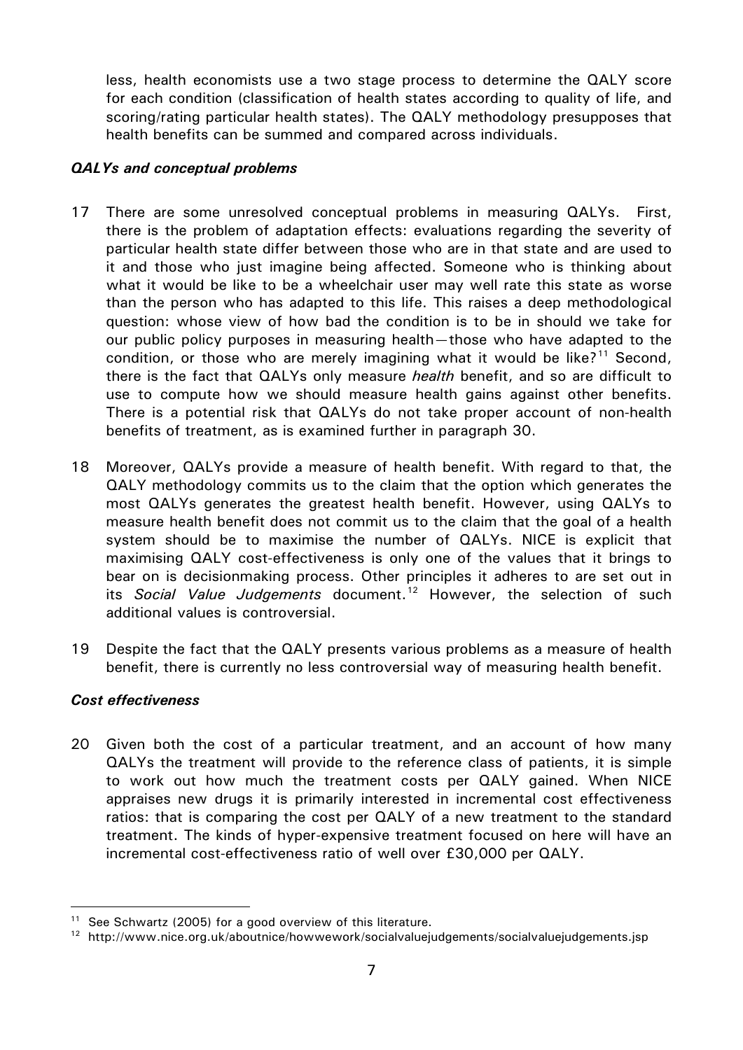less, health economists use a two stage process to determine the QALY score for each condition (classification of health states according to quality of life, and scoring/rating particular health states). The QALY methodology presupposes that health benefits can be summed and compared across individuals.

### *QALYs and conceptual problems*

17 There are some unresolved conceptual problems in measuring QALYs. First, there is the problem of adaptation effects: evaluations regarding the severity of particular health state differ between those who are in that state and are used to it and those who just imagine being affected. Someone who is thinking about what it would be like to be a wheelchair user may well rate this state as worse than the person who has adapted to this life. This raises a deep methodological question: whose view of how bad the condition is to be in should we take for our public policy purposes in measuring health—those who have adapted to the condition, or those who are merely imagining what it would be like?[11] Second, there is the fact that QALYs only measure *health* benefit, and so are difficult to use to compute how we should measure health gains against other benefits. There is a potential risk that QALYs do not take proper account of non-health benefits of treatment, as is examined further in paragraph 30.

18 Moreover, QALYs provide a measure of health benefit. With regard to that, the QALY methodology commits us to the claim that the option which generates the most QALYs generates the greatest health benefit. However, using QALYs to measure health benefit does not commit us to the claim that the goal of a health system should be to maximise the number of QALYs. NICE is explicit that maximising QALY cost-effectiveness is only one of the values that it brings to bear on is decisionmaking process. Other principles it adheres to are set out in its *Social Value Judgements* document.[12] However, the selection of such additional values is controversial.

19 Despite the fact that the QALY presents various problems as a measure of health benefit, there is currently no less controversial way of measuring health benefit.

### *Cost effectiveness*

20 Given both the cost of a particular treatment, and an account of how many QALYs the treatment will provide to the reference class of patients, it is simple to work out how much the treatment costs per QALY gained. When NICE appraises new drugs it is primarily interested in incremental cost effectiveness ratios: that is comparing the cost per QALY of a new treatment to the standard treatment. The kinds of hyper-expensive treatment focused on here will have an incremental cost-effectiveness ratio of well over £30,000 per QALY.

---

[11] See Schwartz (2005) for a good overview of this literature.

[12] http://www.nice.org.uk/aboutnice/howwework/socialvaluejudgements/socialvaluejudgements.jsp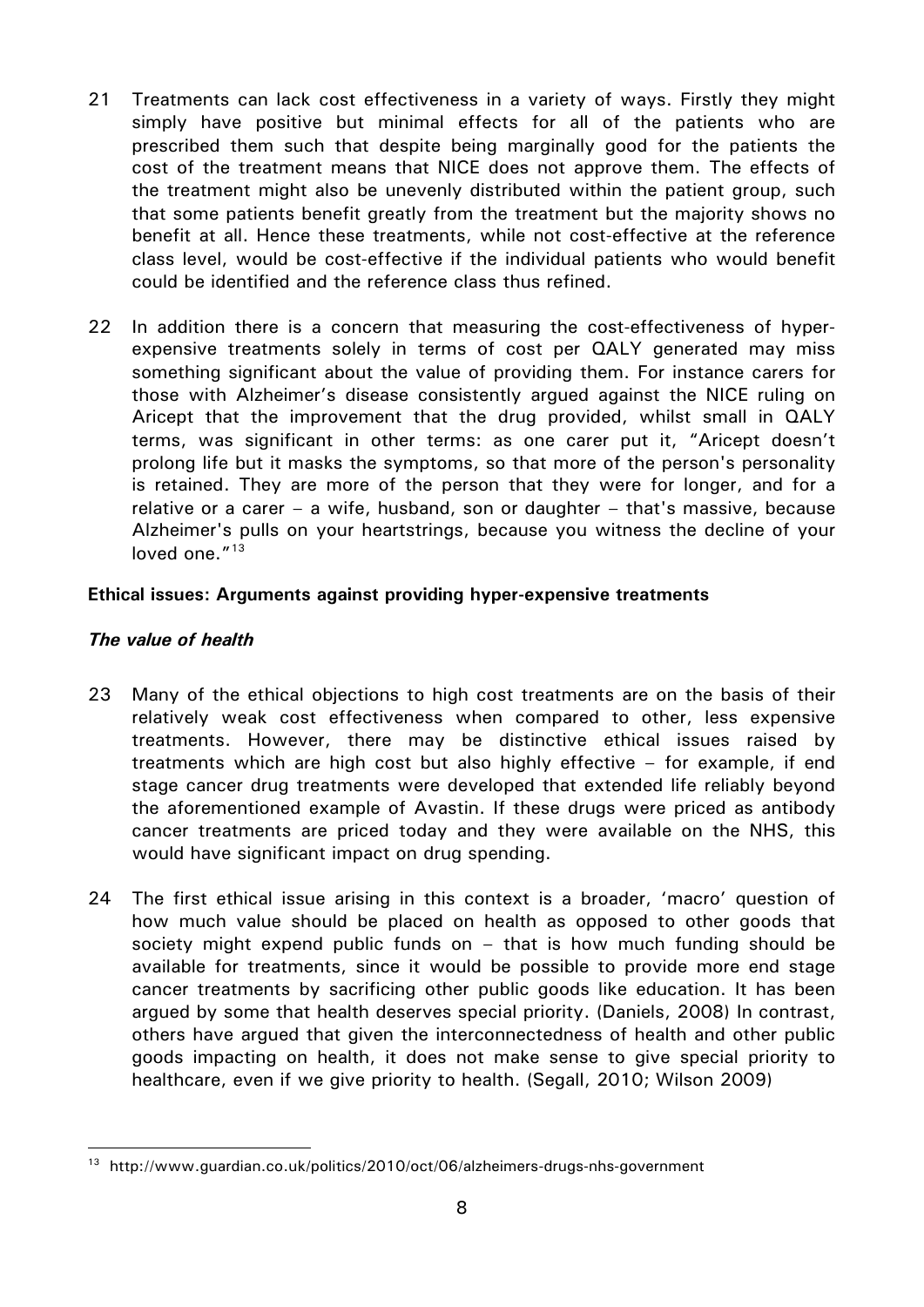21 Treatments can lack cost effectiveness in a variety of ways. Firstly they might simply have positive but minimal effects for all of the patients who are prescribed them such that despite being marginally good for the patients the cost of the treatment means that NICE does not approve them. The effects of the treatment might also be unevenly distributed within the patient group, such that some patients benefit greatly from the treatment but the majority shows no benefit at all. Hence these treatments, while not cost-effective at the reference class level, would be cost-effective if the individual patients who would benefit could be identified and the reference class thus refined.

22 In addition there is a concern that measuring the cost-effectiveness of hyper-expensive treatments solely in terms of cost per QALY generated may miss something significant about the value of providing them. For instance carers for those with Alzheimer's disease consistently argued against the NICE ruling on Aricept that the improvement that the drug provided, whilst small in QALY terms, was significant in other terms: as one carer put it, "Aricept doesn't prolong life but it masks the symptoms, so that more of the person's personality is retained. They are more of the person that they were for longer, and for a relative or a carer – a wife, husband, son or daughter – that's massive, because Alzheimer's pulls on your heartstrings, because you witness the decline of your loved one."[13]

**Ethical issues: Arguments against providing hyper-expensive treatments**

***The value of health***

23 Many of the ethical objections to high cost treatments are on the basis of their relatively weak cost effectiveness when compared to other, less expensive treatments. However, there may be distinctive ethical issues raised by treatments which are high cost but also highly effective – for example, if end stage cancer drug treatments were developed that extended life reliably beyond the aforementioned example of Avastin. If these drugs were priced as antibody cancer treatments are priced today and they were available on the NHS, this would have significant impact on drug spending.

24 The first ethical issue arising in this context is a broader, 'macro' question of how much value should be placed on health as opposed to other goods that society might expend public funds on – that is how much funding should be available for treatments, since it would be possible to provide more end stage cancer treatments by sacrificing other public goods like education. It has been argued by some that health deserves special priority. (Daniels, 2008) In contrast, others have argued that given the interconnectedness of health and other public goods impacting on health, it does not make sense to give special priority to healthcare, even if we give priority to health. (Segall, 2010; Wilson 2009)

[13] http://www.guardian.co.uk/politics/2010/oct/06/alzheimers-drugs-nhs-government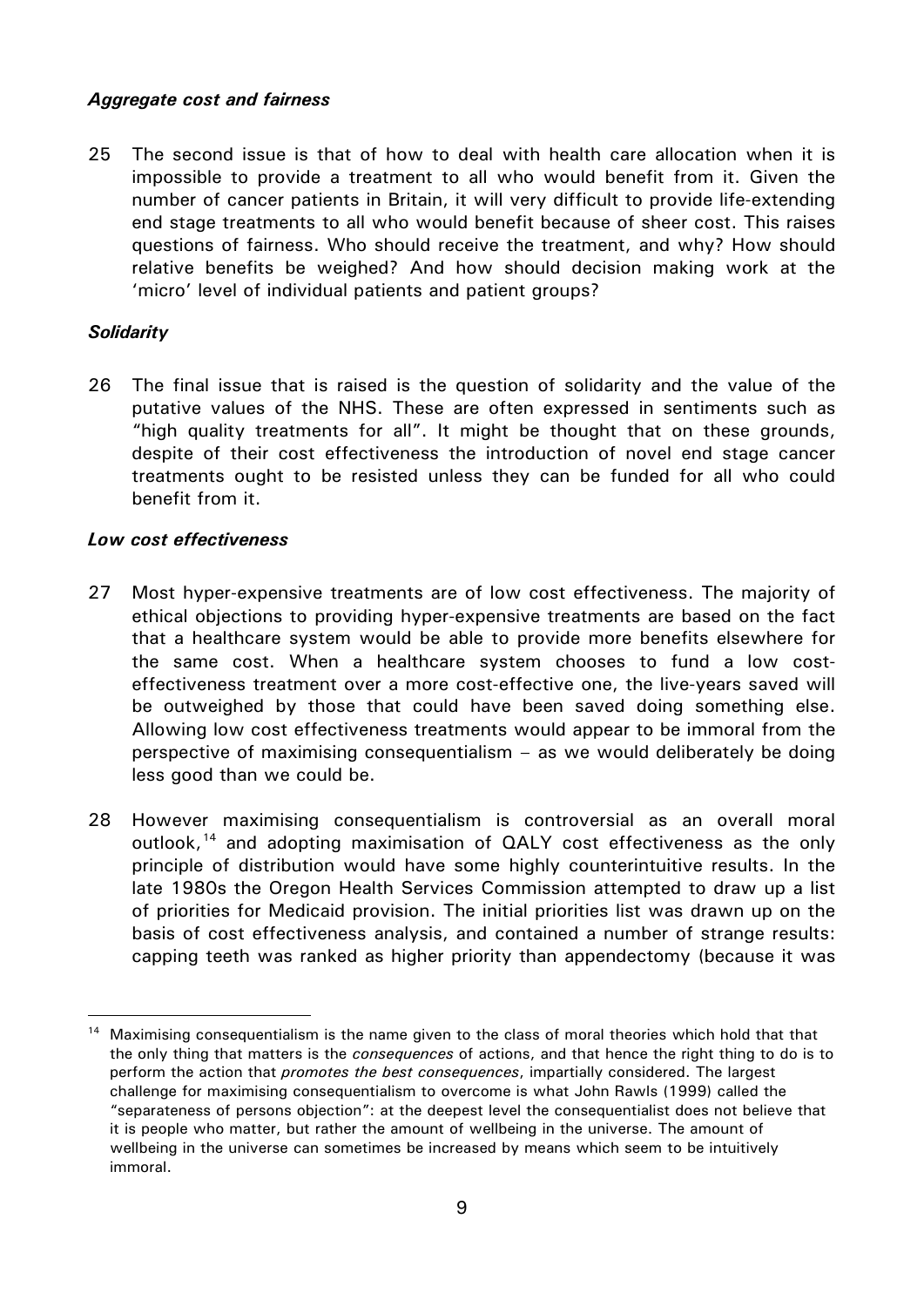### *Aggregate cost and fairness*

25 The second issue is that of how to deal with health care allocation when it is impossible to provide a treatment to all who would benefit from it. Given the number of cancer patients in Britain, it will very difficult to provide life-extending end stage treatments to all who would benefit because of sheer cost. This raises questions of fairness. Who should receive the treatment, and why? How should relative benefits be weighed? And how should decision making work at the 'micro' level of individual patients and patient groups?

### *Solidarity*

26 The final issue that is raised is the question of solidarity and the value of the putative values of the NHS. These are often expressed in sentiments such as "high quality treatments for all". It might be thought that on these grounds, despite of their cost effectiveness the introduction of novel end stage cancer treatments ought to be resisted unless they can be funded for all who could benefit from it.

### *Low cost effectiveness*

27 Most hyper-expensive treatments are of low cost effectiveness. The majority of ethical objections to providing hyper-expensive treatments are based on the fact that a healthcare system would be able to provide more benefits elsewhere for the same cost. When a healthcare system chooses to fund a low cost-effectiveness treatment over a more cost-effective one, the live-years saved will be outweighed by those that could have been saved doing something else. Allowing low cost effectiveness treatments would appear to be immoral from the perspective of maximising consequentialism – as we would deliberately be doing less good than we could be.

28 However maximising consequentialism is controversial as an overall moral outlook,[14] and adopting maximisation of QALY cost effectiveness as the only principle of distribution would have some highly counterintuitive results. In the late 1980s the Oregon Health Services Commission attempted to draw up a list of priorities for Medicaid provision. The initial priorities list was drawn up on the basis of cost effectiveness analysis, and contained a number of strange results: capping teeth was ranked as higher priority than appendectomy (because it was

---

[14] Maximising consequentialism is the name given to the class of moral theories which hold that that the only thing that matters is the *consequences* of actions, and that hence the right thing to do is to perform the action that *promotes the best consequences*, impartially considered. The largest challenge for maximising consequentialism to overcome is what John Rawls (1999) called the "separateness of persons objection": at the deepest level the consequentialist does not believe that it is people who matter, but rather the amount of wellbeing in the universe. The amount of wellbeing in the universe can sometimes be increased by means which seem to be intuitively immoral.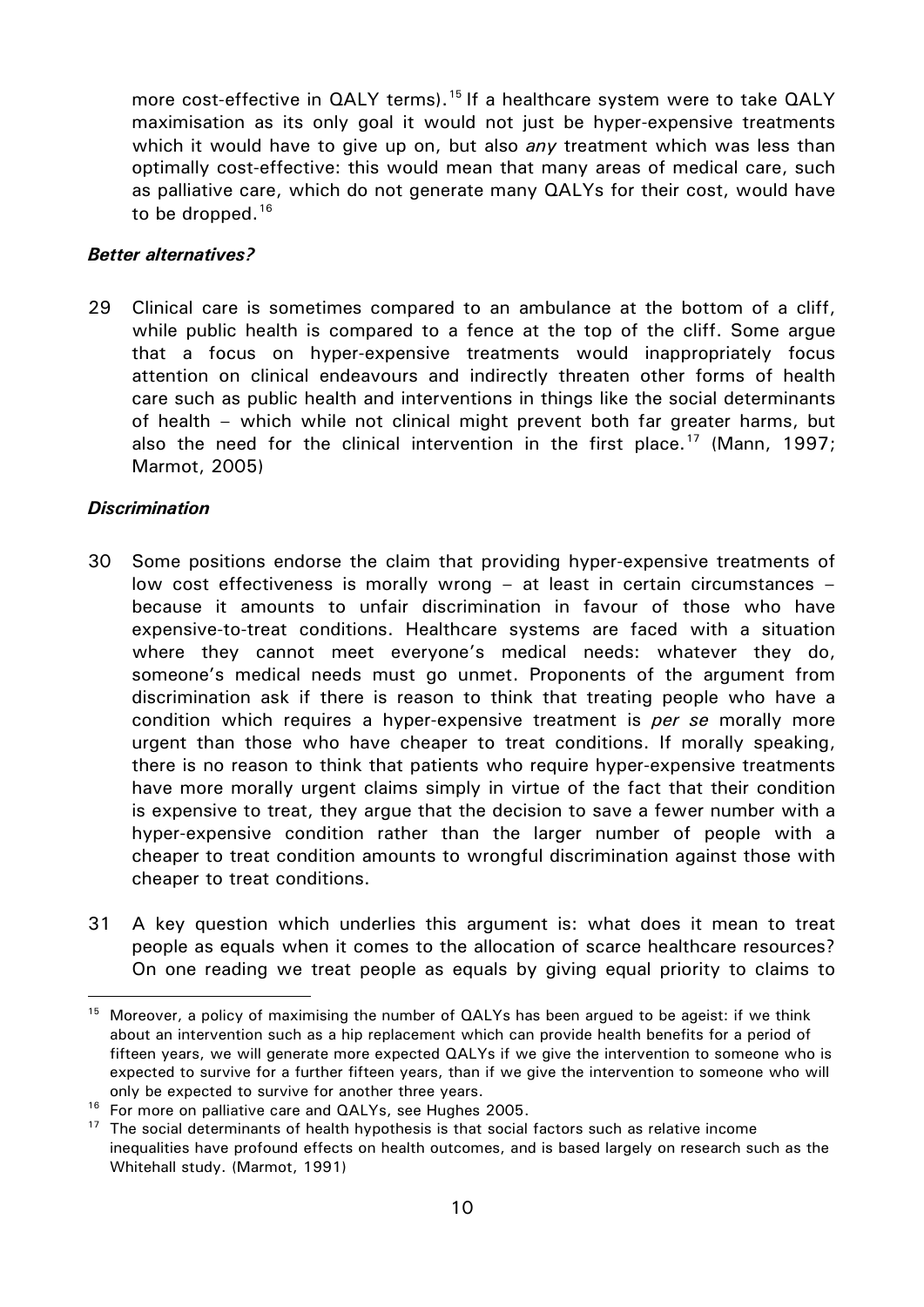more cost-effective in QALY terms).[15] If a healthcare system were to take QALY maximisation as its only goal it would not just be hyper-expensive treatments which it would have to give up on, but also *any* treatment which was less than optimally cost-effective: this would mean that many areas of medical care, such as palliative care, which do not generate many QALYs for their cost, would have to be dropped.[16]

### *Better alternatives?*

29 Clinical care is sometimes compared to an ambulance at the bottom of a cliff, while public health is compared to a fence at the top of the cliff. Some argue that a focus on hyper-expensive treatments would inappropriately focus attention on clinical endeavours and indirectly threaten other forms of health care such as public health and interventions in things like the social determinants of health – which while not clinical might prevent both far greater harms, but also the need for the clinical intervention in the first place.[17] (Mann, 1997; Marmot, 2005)

### *Discrimination*

30 Some positions endorse the claim that providing hyper-expensive treatments of low cost effectiveness is morally wrong – at least in certain circumstances – because it amounts to unfair discrimination in favour of those who have expensive-to-treat conditions. Healthcare systems are faced with a situation where they cannot meet everyone's medical needs: whatever they do, someone's medical needs must go unmet. Proponents of the argument from discrimination ask if there is reason to think that treating people who have a condition which requires a hyper-expensive treatment is *per se* morally more urgent than those who have cheaper to treat conditions. If morally speaking, there is no reason to think that patients who require hyper-expensive treatments have more morally urgent claims simply in virtue of the fact that their condition is expensive to treat, they argue that the decision to save a fewer number with a hyper-expensive condition rather than the larger number of people with a cheaper to treat condition amounts to wrongful discrimination against those with cheaper to treat conditions.

31 A key question which underlies this argument is: what does it mean to treat people as equals when it comes to the allocation of scarce healthcare resources? On one reading we treat people as equals by giving equal priority to claims to

---

[15] Moreover, a policy of maximising the number of QALYs has been argued to be ageist: if we think about an intervention such as a hip replacement which can provide health benefits for a period of fifteen years, we will generate more expected QALYs if we give the intervention to someone who is expected to survive for a further fifteen years, than if we give the intervention to someone who will only be expected to survive for another three years.

[16] For more on palliative care and QALYs, see Hughes 2005.

[17] The social determinants of health hypothesis is that social factors such as relative income inequalities have profound effects on health outcomes, and is based largely on research such as the Whitehall study. (Marmot, 1991)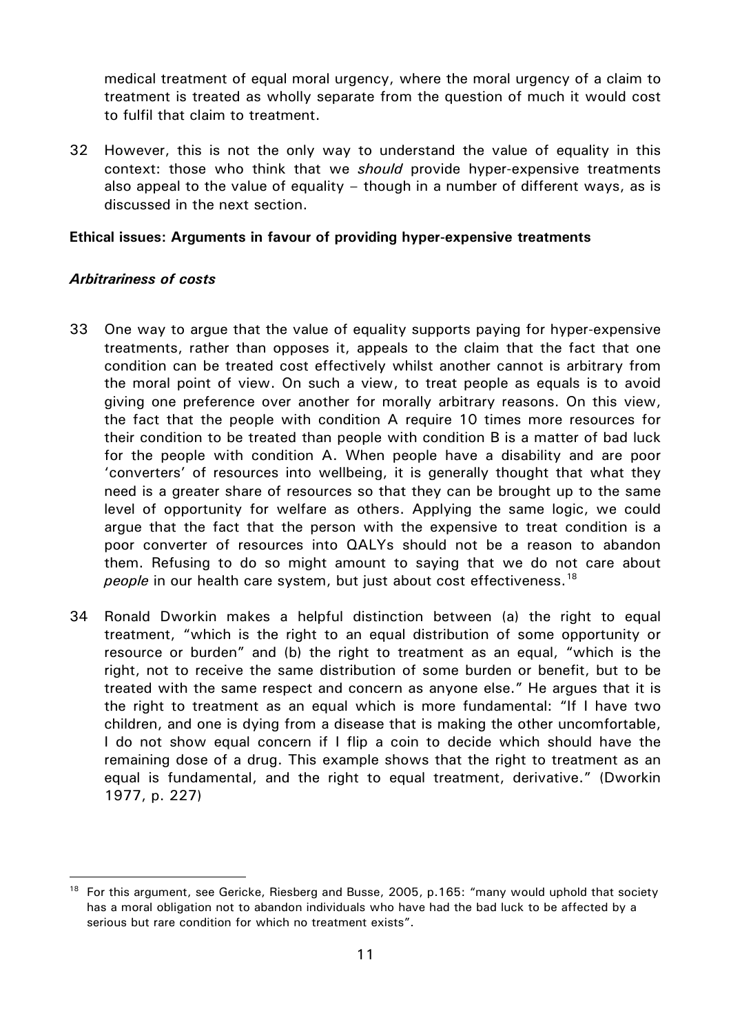medical treatment of equal moral urgency, where the moral urgency of a claim to treatment is treated as wholly separate from the question of much it would cost to fulfil that claim to treatment.

32 However, this is not the only way to understand the value of equality in this context: those who think that we *should* provide hyper-expensive treatments also appeal to the value of equality – though in a number of different ways, as is discussed in the next section.

**Ethical issues: Arguments in favour of providing hyper-expensive treatments**

***Arbitrariness of costs***

33 One way to argue that the value of equality supports paying for hyper-expensive treatments, rather than opposes it, appeals to the claim that the fact that one condition can be treated cost effectively whilst another cannot is arbitrary from the moral point of view. On such a view, to treat people as equals is to avoid giving one preference over another for morally arbitrary reasons. On this view, the fact that the people with condition A require 10 times more resources for their condition to be treated than people with condition B is a matter of bad luck for the people with condition A. When people have a disability and are poor 'converters' of resources into wellbeing, it is generally thought that what they need is a greater share of resources so that they can be brought up to the same level of opportunity for welfare as others. Applying the same logic, we could argue that the fact that the person with the expensive to treat condition is a poor converter of resources into QALYs should not be a reason to abandon them. Refusing to do so might amount to saying that we do not care about *people* in our health care system, but just about cost effectiveness.[18]

34 Ronald Dworkin makes a helpful distinction between (a) the right to equal treatment, "which is the right to an equal distribution of some opportunity or resource or burden" and (b) the right to treatment as an equal, "which is the right, not to receive the same distribution of some burden or benefit, but to be treated with the same respect and concern as anyone else." He argues that it is the right to treatment as an equal which is more fundamental: "If I have two children, and one is dying from a disease that is making the other uncomfortable, I do not show equal concern if I flip a coin to decide which should have the remaining dose of a drug. This example shows that the right to treatment as an equal is fundamental, and the right to equal treatment, derivative." (Dworkin 1977, p. 227)

[18] For this argument, see Gericke, Riesberg and Busse, 2005, p.165: "many would uphold that society has a moral obligation not to abandon individuals who have had the bad luck to be affected by a serious but rare condition for which no treatment exists".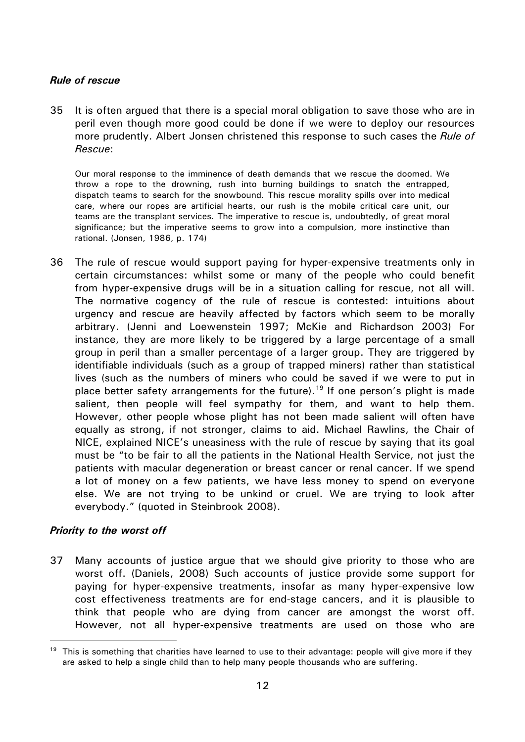### *Rule of rescue*

35 It is often argued that there is a special moral obligation to save those who are in peril even though more good could be done if we were to deploy our resources more prudently. Albert Jonsen christened this response to such cases the *Rule of Rescue*:

> Our moral response to the imminence of death demands that we rescue the doomed. We throw a rope to the drowning, rush into burning buildings to snatch the entrapped, dispatch teams to search for the snowbound. This rescue morality spills over into medical care, where our ropes are artificial hearts, our rush is the mobile critical care unit, our teams are the transplant services. The imperative to rescue is, undoubtedly, of great moral significance; but the imperative seems to grow into a compulsion, more instinctive than rational. (Jonsen, 1986, p. 174)

36 The rule of rescue would support paying for hyper-expensive treatments only in certain circumstances: whilst some or many of the people who could benefit from hyper-expensive drugs will be in a situation calling for rescue, not all will. The normative cogency of the rule of rescue is contested: intuitions about urgency and rescue are heavily affected by factors which seem to be morally arbitrary. (Jenni and Loewenstein 1997; McKie and Richardson 2003) For instance, they are more likely to be triggered by a large percentage of a small group in peril than a smaller percentage of a larger group. They are triggered by identifiable individuals (such as a group of trapped miners) rather than statistical lives (such as the numbers of miners who could be saved if we were to put in place better safety arrangements for the future).[19] If one person's plight is made salient, then people will feel sympathy for them, and want to help them. However, other people whose plight has not been made salient will often have equally as strong, if not stronger, claims to aid. Michael Rawlins, the Chair of NICE, explained NICE's uneasiness with the rule of rescue by saying that its goal must be "to be fair to all the patients in the National Health Service, not just the patients with macular degeneration or breast cancer or renal cancer. If we spend a lot of money on a few patients, we have less money to spend on everyone else. We are not trying to be unkind or cruel. We are trying to look after everybody." (quoted in Steinbrook 2008).

### *Priority to the worst off*

37 Many accounts of justice argue that we should give priority to those who are worst off. (Daniels, 2008) Such accounts of justice provide some support for paying for hyper-expensive treatments, insofar as many hyper-expensive low cost effectiveness treatments are for end-stage cancers, and it is plausible to think that people who are dying from cancer are amongst the worst off. However, not all hyper-expensive treatments are used on those who are

[19] This is something that charities have learned to use to their advantage: people will give more if they are asked to help a single child than to help many people thousands who are suffering.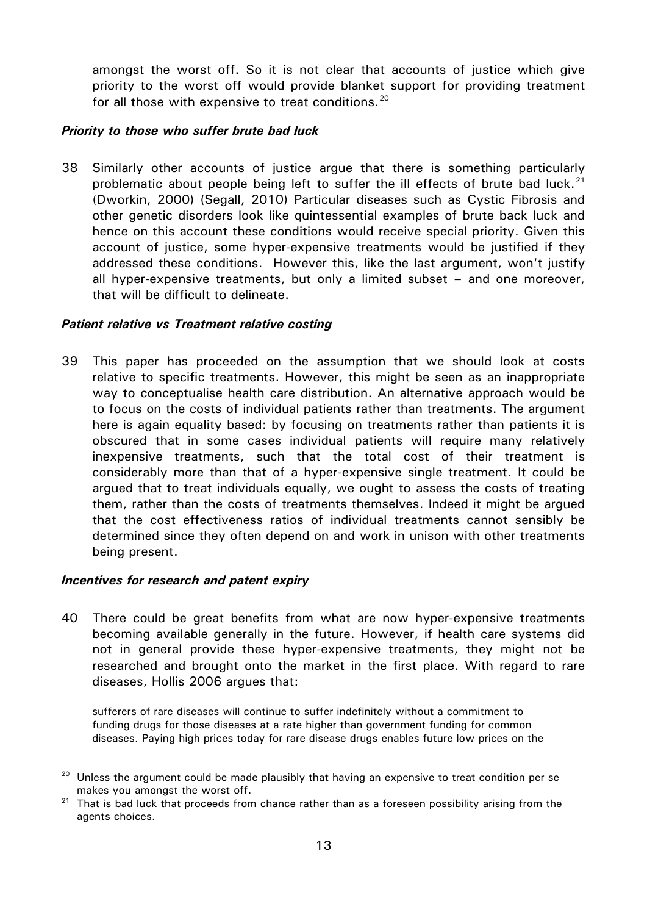amongst the worst off. So it is not clear that accounts of justice which give priority to the worst off would provide blanket support for providing treatment for all those with expensive to treat conditions.[20]

### *Priority to those who suffer brute bad luck*

38 Similarly other accounts of justice argue that there is something particularly problematic about people being left to suffer the ill effects of brute bad luck.[21] (Dworkin, 2000) (Segall, 2010) Particular diseases such as Cystic Fibrosis and other genetic disorders look like quintessential examples of brute back luck and hence on this account these conditions would receive special priority. Given this account of justice, some hyper-expensive treatments would be justified if they addressed these conditions. However this, like the last argument, won't justify all hyper-expensive treatments, but only a limited subset – and one moreover, that will be difficult to delineate.

### *Patient relative vs Treatment relative costing*

39 This paper has proceeded on the assumption that we should look at costs relative to specific treatments. However, this might be seen as an inappropriate way to conceptualise health care distribution. An alternative approach would be to focus on the costs of individual patients rather than treatments. The argument here is again equality based: by focusing on treatments rather than patients it is obscured that in some cases individual patients will require many relatively inexpensive treatments, such that the total cost of their treatment is considerably more than that of a hyper-expensive single treatment. It could be argued that to treat individuals equally, we ought to assess the costs of treating them, rather than the costs of treatments themselves. Indeed it might be argued that the cost effectiveness ratios of individual treatments cannot sensibly be determined since they often depend on and work in unison with other treatments being present.

### *Incentives for research and patent expiry*

40 There could be great benefits from what are now hyper-expensive treatments becoming available generally in the future. However, if health care systems did not in general provide these hyper-expensive treatments, they might not be researched and brought onto the market in the first place. With regard to rare diseases, Hollis 2006 argues that:

> sufferers of rare diseases will continue to suffer indefinitely without a commitment to funding drugs for those diseases at a rate higher than government funding for common diseases. Paying high prices today for rare disease drugs enables future low prices on the

---

[20] Unless the argument could be made plausibly that having an expensive to treat condition per se makes you amongst the worst off.

[21] That is bad luck that proceeds from chance rather than as a foreseen possibility arising from the agents choices.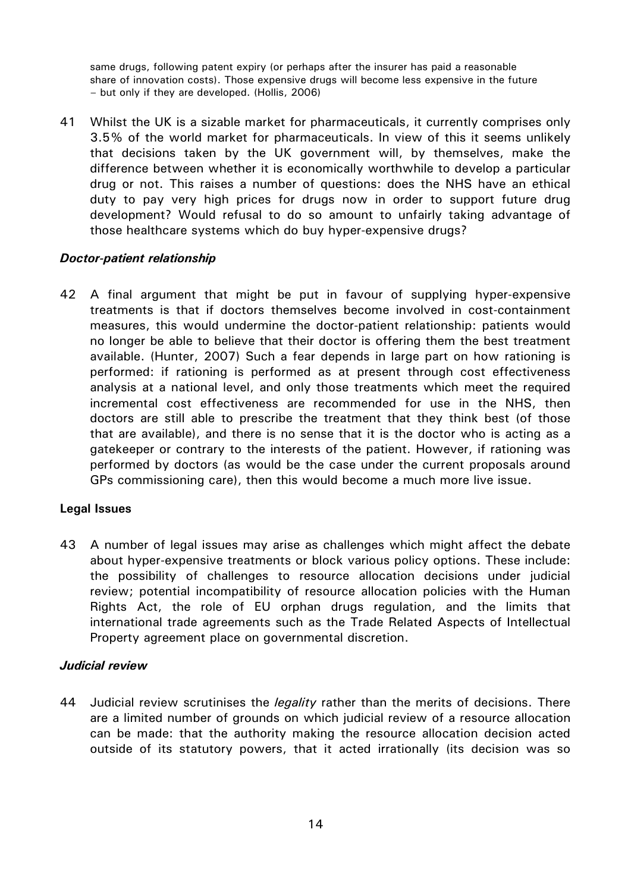same drugs, following patent expiry (or perhaps after the insurer has paid a reasonable share of innovation costs). Those expensive drugs will become less expensive in the future – but only if they are developed. (Hollis, 2006)

41 Whilst the UK is a sizable market for pharmaceuticals, it currently comprises only 3.5% of the world market for pharmaceuticals. In view of this it seems unlikely that decisions taken by the UK government will, by themselves, make the difference between whether it is economically worthwhile to develop a particular drug or not. This raises a number of questions: does the NHS have an ethical duty to pay very high prices for drugs now in order to support future drug development? Would refusal to do so amount to unfairly taking advantage of those healthcare systems which do buy hyper-expensive drugs?

### *Doctor-patient relationship*

42 A final argument that might be put in favour of supplying hyper-expensive treatments is that if doctors themselves become involved in cost-containment measures, this would undermine the doctor-patient relationship: patients would no longer be able to believe that their doctor is offering them the best treatment available. (Hunter, 2007) Such a fear depends in large part on how rationing is performed: if rationing is performed as at present through cost effectiveness analysis at a national level, and only those treatments which meet the required incremental cost effectiveness are recommended for use in the NHS, then doctors are still able to prescribe the treatment that they think best (of those that are available), and there is no sense that it is the doctor who is acting as a gatekeeper or contrary to the interests of the patient. However, if rationing was performed by doctors (as would be the case under the current proposals around GPs commissioning care), then this would become a much more live issue.

## **Legal Issues**

43 A number of legal issues may arise as challenges which might affect the debate about hyper-expensive treatments or block various policy options. These include: the possibility of challenges to resource allocation decisions under judicial review; potential incompatibility of resource allocation policies with the Human Rights Act, the role of EU orphan drugs regulation, and the limits that international trade agreements such as the Trade Related Aspects of Intellectual Property agreement place on governmental discretion.

### *Judicial review*

44 Judicial review scrutinises the *legality* rather than the merits of decisions. There are a limited number of grounds on which judicial review of a resource allocation can be made: that the authority making the resource allocation decision acted outside of its statutory powers, that it acted irrationally (its decision was so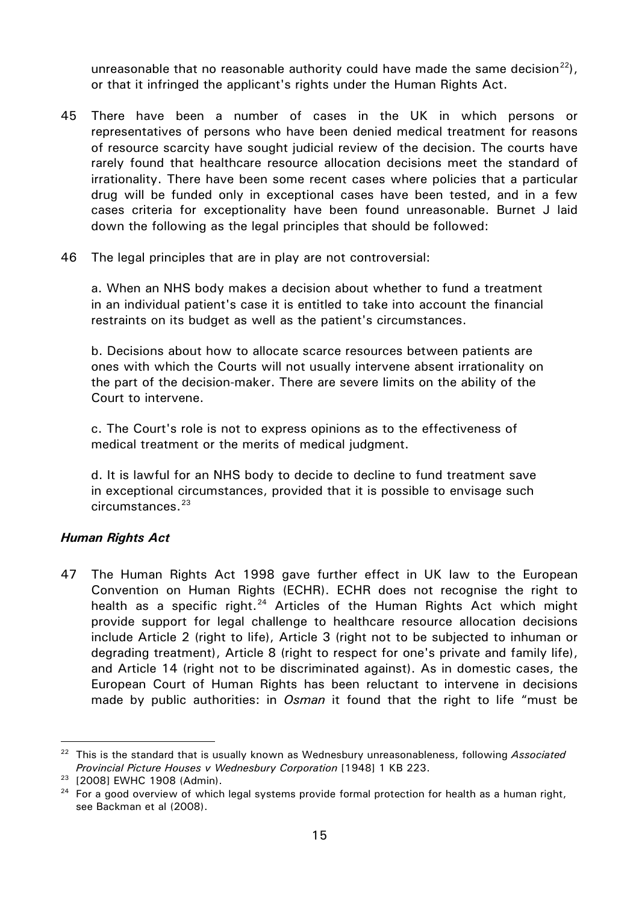unreasonable that no reasonable authority could have made the same decision[22]), or that it infringed the applicant's rights under the Human Rights Act.

45 There have been a number of cases in the UK in which persons or representatives of persons who have been denied medical treatment for reasons of resource scarcity have sought judicial review of the decision. The courts have rarely found that healthcare resource allocation decisions meet the standard of irrationality. There have been some recent cases where policies that a particular drug will be funded only in exceptional cases have been tested, and in a few cases criteria for exceptionality have been found unreasonable. Burnet J laid down the following as the legal principles that should be followed:

46 The legal principles that are in play are not controversial:

a. When an NHS body makes a decision about whether to fund a treatment in an individual patient's case it is entitled to take into account the financial restraints on its budget as well as the patient's circumstances.

b. Decisions about how to allocate scarce resources between patients are ones with which the Courts will not usually intervene absent irrationality on the part of the decision-maker. There are severe limits on the ability of the Court to intervene.

c. The Court's role is not to express opinions as to the effectiveness of medical treatment or the merits of medical judgment.

d. It is lawful for an NHS body to decide to decline to fund treatment save in exceptional circumstances, provided that it is possible to envisage such circumstances.[23]

### *Human Rights Act*

47 The Human Rights Act 1998 gave further effect in UK law to the European Convention on Human Rights (ECHR). ECHR does not recognise the right to health as a specific right.[24] Articles of the Human Rights Act which might provide support for legal challenge to healthcare resource allocation decisions include Article 2 (right to life), Article 3 (right not to be subjected to inhuman or degrading treatment), Article 8 (right to respect for one's private and family life), and Article 14 (right not to be discriminated against). As in domestic cases, the European Court of Human Rights has been reluctant to intervene in decisions made by public authorities: in *Osman* it found that the right to life "must be

---

[22] This is the standard that is usually known as Wednesbury unreasonableness, following *Associated Provincial Picture Houses v Wednesbury Corporation* [1948] 1 KB 223.

[23] [2008] EWHC 1908 (Admin).

[24] For a good overview of which legal systems provide formal protection for health as a human right, see Backman et al (2008).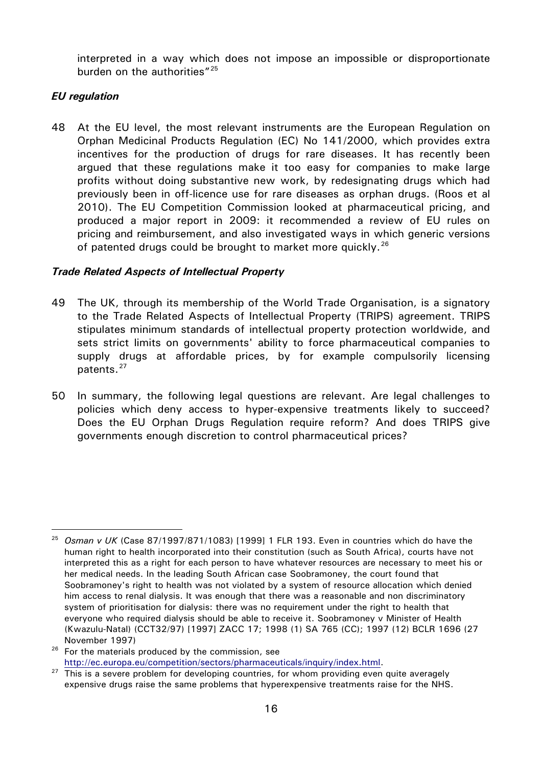interpreted in a way which does not impose an impossible or disproportionate burden on the authorities"[25]

***EU regulation***

48 At the EU level, the most relevant instruments are the European Regulation on Orphan Medicinal Products Regulation (EC) No 141/2000, which provides extra incentives for the production of drugs for rare diseases. It has recently been argued that these regulations make it too easy for companies to make large profits without doing substantive new work, by redesignating drugs which had previously been in off-licence use for rare diseases as orphan drugs. (Roos et al 2010). The EU Competition Commission looked at pharmaceutical pricing, and produced a major report in 2009: it recommended a review of EU rules on pricing and reimbursement, and also investigated ways in which generic versions of patented drugs could be brought to market more quickly.[26]

***Trade Related Aspects of Intellectual Property***

49 The UK, through its membership of the World Trade Organisation, is a signatory to the Trade Related Aspects of Intellectual Property (TRIPS) agreement. TRIPS stipulates minimum standards of intellectual property protection worldwide, and sets strict limits on governments' ability to force pharmaceutical companies to supply drugs at affordable prices, by for example compulsorily licensing patents.[27]

50 In summary, the following legal questions are relevant. Are legal challenges to policies which deny access to hyper-expensive treatments likely to succeed? Does the EU Orphan Drugs Regulation require reform? And does TRIPS give governments enough discretion to control pharmaceutical prices?

---

[25] *Osman v UK* (Case 87/1997/871/1083) [1999] 1 FLR 193. Even in countries which do have the human right to health incorporated into their constitution (such as South Africa), courts have not interpreted this as a right for each person to have whatever resources are necessary to meet his or her medical needs. In the leading South African case Soobramoney, the court found that Soobramoney's right to health was not violated by a system of resource allocation which denied him access to renal dialysis. It was enough that there was a reasonable and non discriminatory system of prioritisation for dialysis: there was no requirement under the right to health that everyone who required dialysis should be able to receive it. Soobramoney v Minister of Health (Kwazulu-Natal) (CCT32/97) [1997] ZACC 17; 1998 (1) SA 765 (CC); 1997 (12) BCLR 1696 (27 November 1997)

[26] For the materials produced by the commission, see http://ec.europa.eu/competition/sectors/pharmaceuticals/inquiry/index.html.

[27] This is a severe problem for developing countries, for whom providing even quite averagely expensive drugs raise the same problems that hyperexpensive treatments raise for the NHS.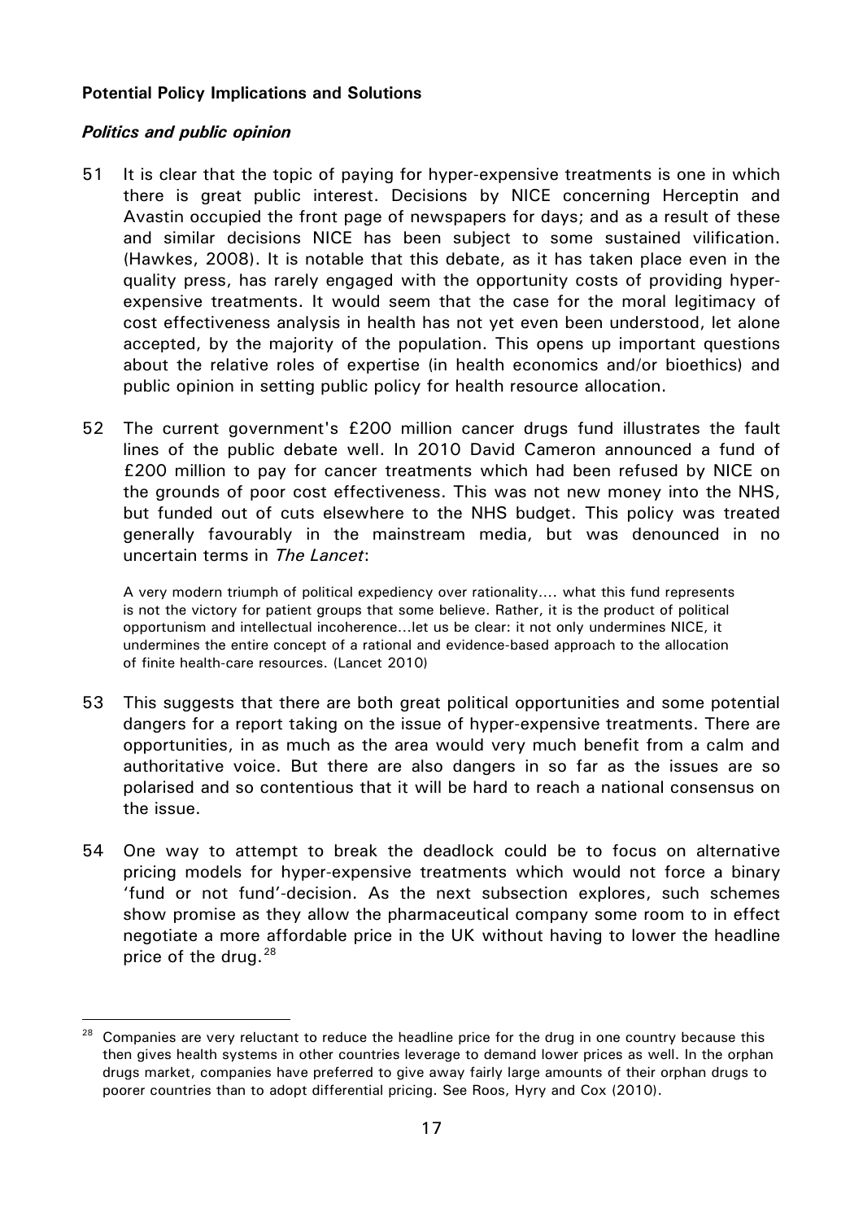**Potential Policy Implications and Solutions**

***Politics and public opinion***

51 It is clear that the topic of paying for hyper-expensive treatments is one in which there is great public interest. Decisions by NICE concerning Herceptin and Avastin occupied the front page of newspapers for days; and as a result of these and similar decisions NICE has been subject to some sustained vilification. (Hawkes, 2008). It is notable that this debate, as it has taken place even in the quality press, has rarely engaged with the opportunity costs of providing hyper-expensive treatments. It would seem that the case for the moral legitimacy of cost effectiveness analysis in health has not yet even been understood, let alone accepted, by the majority of the population. This opens up important questions about the relative roles of expertise (in health economics and/or bioethics) and public opinion in setting public policy for health resource allocation.

52 The current government's £200 million cancer drugs fund illustrates the fault lines of the public debate well. In 2010 David Cameron announced a fund of £200 million to pay for cancer treatments which had been refused by NICE on the grounds of poor cost effectiveness. This was not new money into the NHS, but funded out of cuts elsewhere to the NHS budget. This policy was treated generally favourably in the mainstream media, but was denounced in no uncertain terms in *The Lancet*:

> A very modern triumph of political expediency over rationality.... what this fund represents is not the victory for patient groups that some believe. Rather, it is the product of political opportunism and intellectual incoherence...let us be clear: it not only undermines NICE, it undermines the entire concept of a rational and evidence-based approach to the allocation of finite health-care resources. (Lancet 2010)

53 This suggests that there are both great political opportunities and some potential dangers for a report taking on the issue of hyper-expensive treatments. There are opportunities, in as much as the area would very much benefit from a calm and authoritative voice. But there are also dangers in so far as the issues are so polarised and so contentious that it will be hard to reach a national consensus on the issue.

54 One way to attempt to break the deadlock could be to focus on alternative pricing models for hyper-expensive treatments which would not force a binary 'fund or not fund'-decision. As the next subsection explores, such schemes show promise as they allow the pharmaceutical company some room to in effect negotiate a more affordable price in the UK without having to lower the headline price of the drug.[28]

---

[28] Companies are very reluctant to reduce the headline price for the drug in one country because this then gives health systems in other countries leverage to demand lower prices as well. In the orphan drugs market, companies have preferred to give away fairly large amounts of their orphan drugs to poorer countries than to adopt differential pricing. See Roos, Hyry and Cox (2010).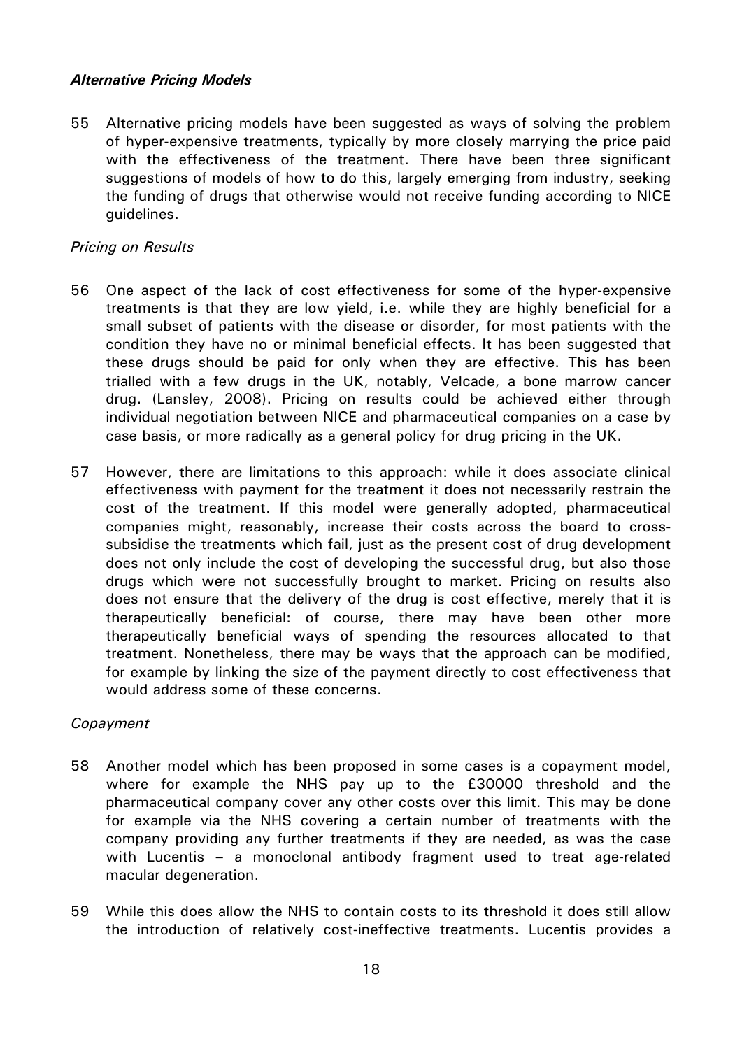***Alternative Pricing Models***

55 Alternative pricing models have been suggested as ways of solving the problem of hyper-expensive treatments, typically by more closely marrying the price paid with the effectiveness of the treatment. There have been three significant suggestions of models of how to do this, largely emerging from industry, seeking the funding of drugs that otherwise would not receive funding according to NICE guidelines.

*Pricing on Results*

56 One aspect of the lack of cost effectiveness for some of the hyper-expensive treatments is that they are low yield, i.e. while they are highly beneficial for a small subset of patients with the disease or disorder, for most patients with the condition they have no or minimal beneficial effects. It has been suggested that these drugs should be paid for only when they are effective. This has been trialled with a few drugs in the UK, notably, Velcade, a bone marrow cancer drug. (Lansley, 2008). Pricing on results could be achieved either through individual negotiation between NICE and pharmaceutical companies on a case by case basis, or more radically as a general policy for drug pricing in the UK.

57 However, there are limitations to this approach: while it does associate clinical effectiveness with payment for the treatment it does not necessarily restrain the cost of the treatment. If this model were generally adopted, pharmaceutical companies might, reasonably, increase their costs across the board to cross-subsidise the treatments which fail, just as the present cost of drug development does not only include the cost of developing the successful drug, but also those drugs which were not successfully brought to market. Pricing on results also does not ensure that the delivery of the drug is cost effective, merely that it is therapeutically beneficial: of course, there may have been other more therapeutically beneficial ways of spending the resources allocated to that treatment. Nonetheless, there may be ways that the approach can be modified, for example by linking the size of the payment directly to cost effectiveness that would address some of these concerns.

*Copayment*

58 Another model which has been proposed in some cases is a copayment model, where for example the NHS pay up to the £30000 threshold and the pharmaceutical company cover any other costs over this limit. This may be done for example via the NHS covering a certain number of treatments with the company providing any further treatments if they are needed, as was the case with Lucentis – a monoclonal antibody fragment used to treat age-related macular degeneration.

59 While this does allow the NHS to contain costs to its threshold it does still allow the introduction of relatively cost-ineffective treatments. Lucentis provides a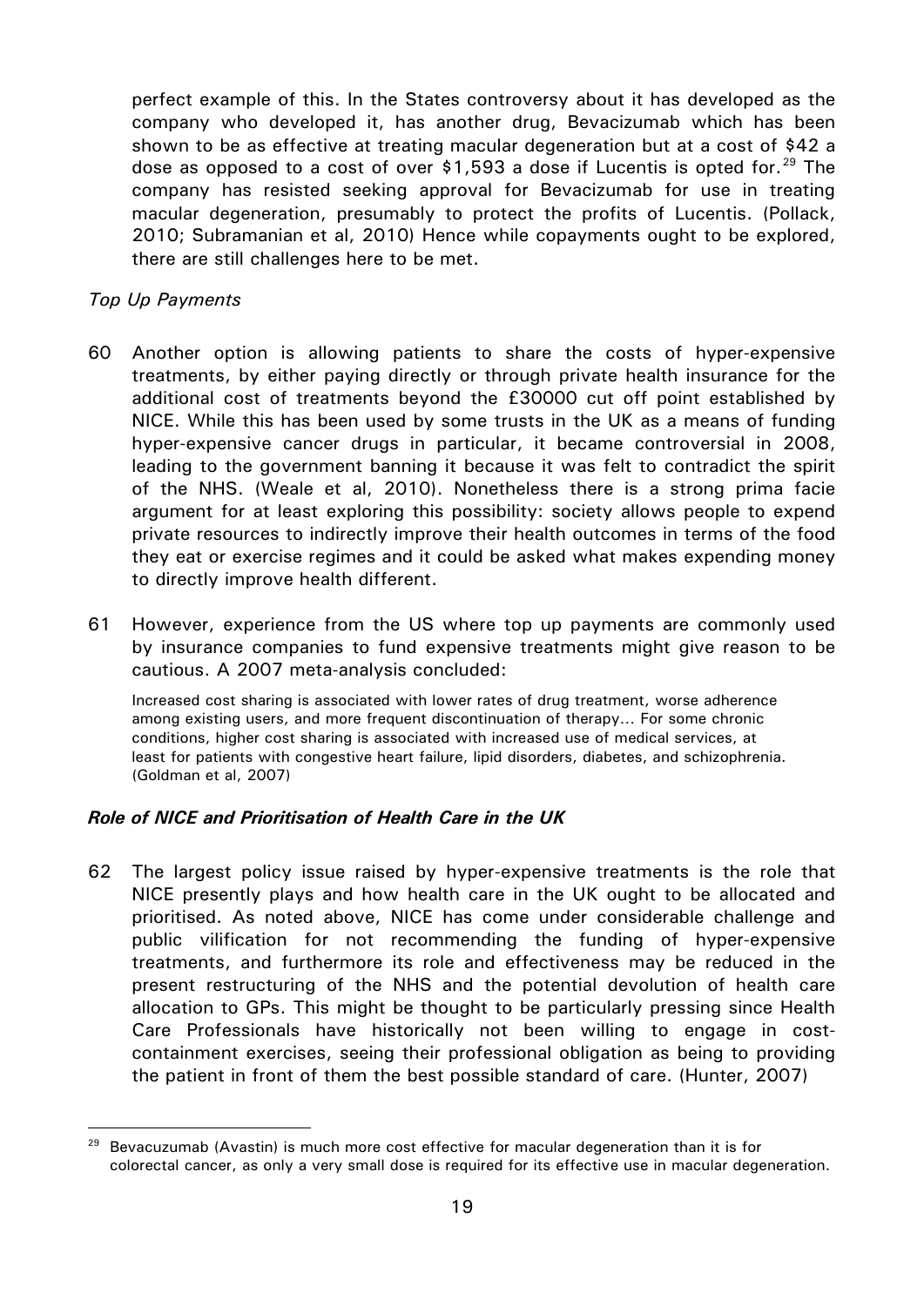perfect example of this. In the States controversy about it has developed as the company who developed it, has another drug, Bevacizumab which has been shown to be as effective at treating macular degeneration but at a cost of $42 a dose as opposed to a cost of over $1,593 a dose if Lucentis is opted for.[29] The company has resisted seeking approval for Bevacizumab for use in treating macular degeneration, presumably to protect the profits of Lucentis. (Pollack, 2010; Subramanian et al, 2010) Hence while copayments ought to be explored, there are still challenges here to be met.

*Top Up Payments*

60 Another option is allowing patients to share the costs of hyper-expensive treatments, by either paying directly or through private health insurance for the additional cost of treatments beyond the £30000 cut off point established by NICE. While this has been used by some trusts in the UK as a means of funding hyper-expensive cancer drugs in particular, it became controversial in 2008, leading to the government banning it because it was felt to contradict the spirit of the NHS. (Weale et al, 2010). Nonetheless there is a strong prima facie argument for at least exploring this possibility: society allows people to expend private resources to indirectly improve their health outcomes in terms of the food they eat or exercise regimes and it could be asked what makes expending money to directly improve health different.

61 However, experience from the US where top up payments are commonly used by insurance companies to fund expensive treatments might give reason to be cautious. A 2007 meta-analysis concluded:

> Increased cost sharing is associated with lower rates of drug treatment, worse adherence among existing users, and more frequent discontinuation of therapy... For some chronic conditions, higher cost sharing is associated with increased use of medical services, at least for patients with congestive heart failure, lipid disorders, diabetes, and schizophrenia. (Goldman et al, 2007)

### *Role of NICE and Prioritisation of Health Care in the UK*

62 The largest policy issue raised by hyper-expensive treatments is the role that NICE presently plays and how health care in the UK ought to be allocated and prioritised. As noted above, NICE has come under considerable challenge and public vilification for not recommending the funding of hyper-expensive treatments, and furthermore its role and effectiveness may be reduced in the present restructuring of the NHS and the potential devolution of health care allocation to GPs. This might be thought to be particularly pressing since Health Care Professionals have historically not been willing to engage in cost-containment exercises, seeing their professional obligation as being to providing the patient in front of them the best possible standard of care. (Hunter, 2007)

---

[29] Bevacuzumab (Avastin) is much more cost effective for macular degeneration than it is for colorectal cancer, as only a very small dose is required for its effective use in macular degeneration.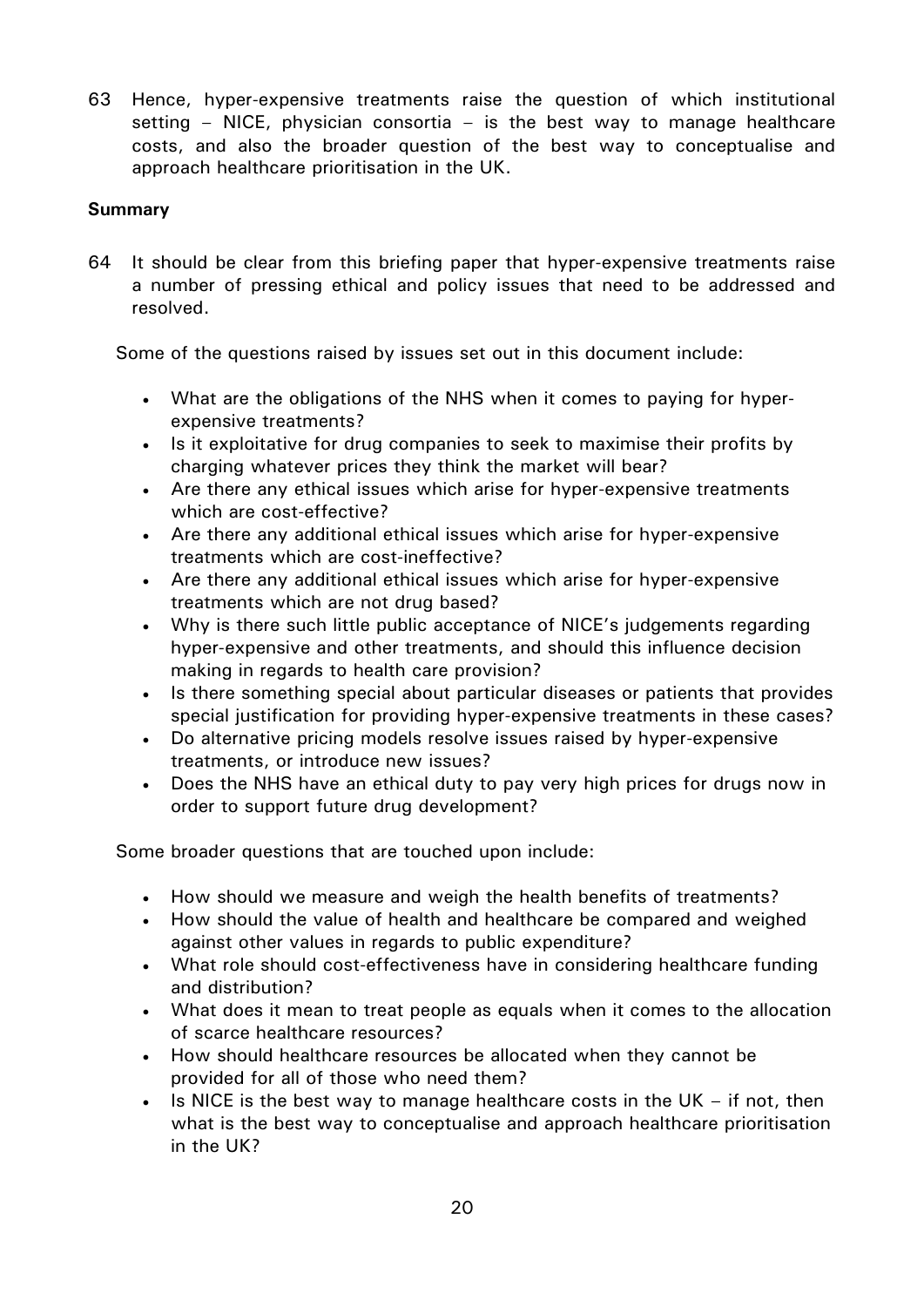63 Hence, hyper-expensive treatments raise the question of which institutional setting – NICE, physician consortia – is the best way to manage healthcare costs, and also the broader question of the best way to conceptualise and approach healthcare prioritisation in the UK.

**Summary**

64 It should be clear from this briefing paper that hyper-expensive treatments raise a number of pressing ethical and policy issues that need to be addressed and resolved.

Some of the questions raised by issues set out in this document include:

- What are the obligations of the NHS when it comes to paying for hyper-expensive treatments?
- Is it exploitative for drug companies to seek to maximise their profits by charging whatever prices they think the market will bear?
- Are there any ethical issues which arise for hyper-expensive treatments which are cost-effective?
- Are there any additional ethical issues which arise for hyper-expensive treatments which are cost-ineffective?
- Are there any additional ethical issues which arise for hyper-expensive treatments which are not drug based?
- Why is there such little public acceptance of NICE's judgements regarding hyper-expensive and other treatments, and should this influence decision making in regards to health care provision?
- Is there something special about particular diseases or patients that provides special justification for providing hyper-expensive treatments in these cases?
- Do alternative pricing models resolve issues raised by hyper-expensive treatments, or introduce new issues?
- Does the NHS have an ethical duty to pay very high prices for drugs now in order to support future drug development?

Some broader questions that are touched upon include:

- How should we measure and weigh the health benefits of treatments?
- How should the value of health and healthcare be compared and weighed against other values in regards to public expenditure?
- What role should cost-effectiveness have in considering healthcare funding and distribution?
- What does it mean to treat people as equals when it comes to the allocation of scarce healthcare resources?
- How should healthcare resources be allocated when they cannot be provided for all of those who need them?
- Is NICE is the best way to manage healthcare costs in the UK – if not, then what is the best way to conceptualise and approach healthcare prioritisation in the UK?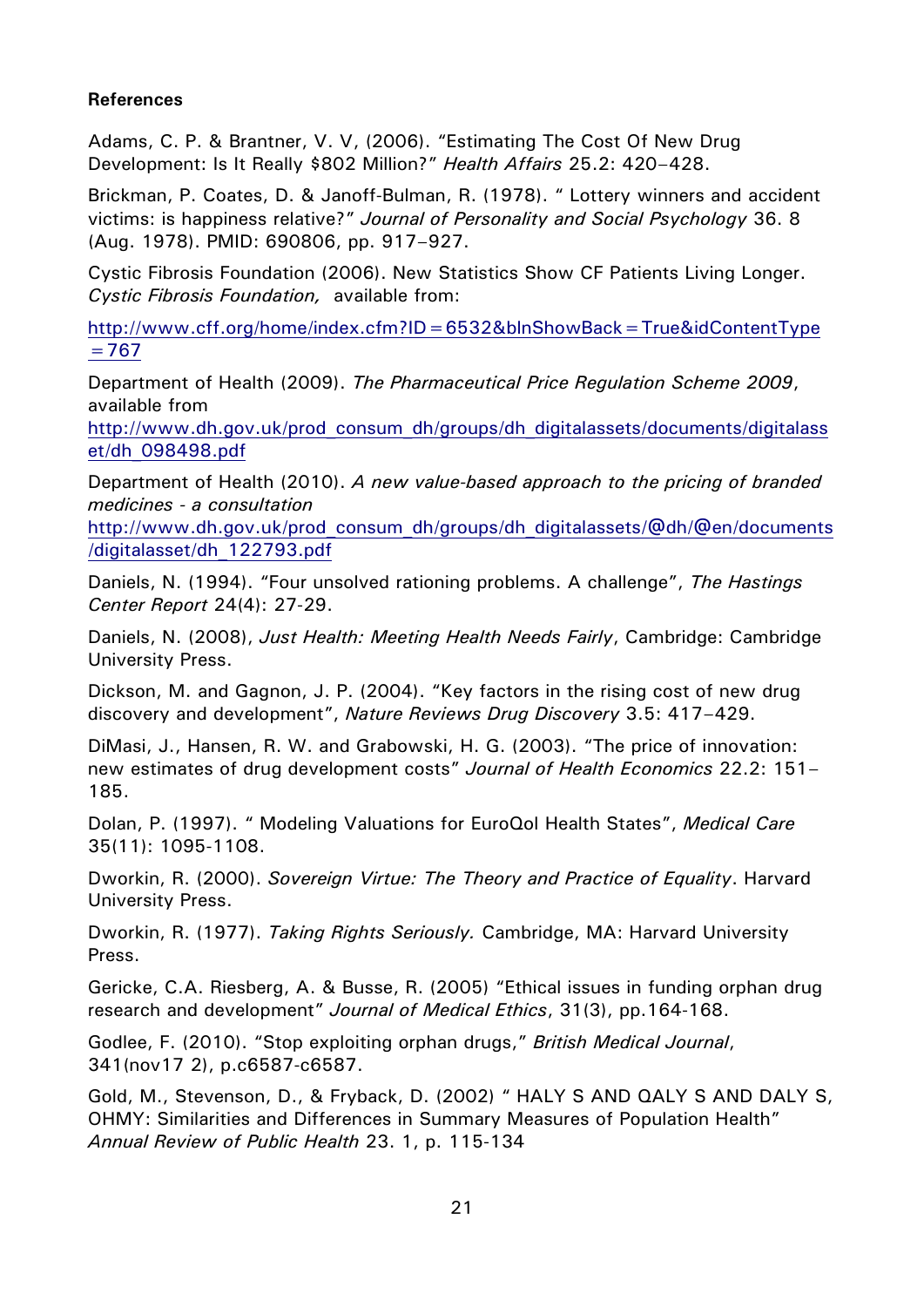**References**

Adams, C. P. & Brantner, V. V, (2006). "Estimating The Cost Of New Drug Development: Is It Really $802 Million?" *Health Affairs* 25.2: 420–428.

Brickman, P. Coates, D. & Janoff-Bulman, R. (1978). " Lottery winners and accident victims: is happiness relative?" *Journal of Personality and Social Psychology* 36. 8 (Aug. 1978). PMID: 690806, pp. 917–927.

Cystic Fibrosis Foundation (2006). New Statistics Show CF Patients Living Longer. *Cystic Fibrosis Foundation,* available from:

http://www.cff.org/home/index.cfm?ID=6532&blnShowBack=True&idContentType=767

Department of Health (2009). *The Pharmaceutical Price Regulation Scheme 2009*, available from
http://www.dh.gov.uk/prod_consum_dh/groups/dh_digitalassets/documents/digitalasset/dh_098498.pdf

Department of Health (2010). *A new value-based approach to the pricing of branded medicines - a consultation*
http://www.dh.gov.uk/prod_consum_dh/groups/dh_digitalassets/@dh/@en/documents/digitalasset/dh_122793.pdf

Daniels, N. (1994). "Four unsolved rationing problems. A challenge", *The Hastings Center Report* 24(4): 27-29.

Daniels, N. (2008), *Just Health: Meeting Health Needs Fairly*, Cambridge: Cambridge University Press.

Dickson, M. and Gagnon, J. P. (2004). "Key factors in the rising cost of new drug discovery and development", *Nature Reviews Drug Discovery* 3.5: 417–429.

DiMasi, J., Hansen, R. W. and Grabowski, H. G. (2003). "The price of innovation: new estimates of drug development costs" *Journal of Health Economics* 22.2: 151–185.

Dolan, P. (1997). " Modeling Valuations for EuroQol Health States", *Medical Care* 35(11): 1095-1108.

Dworkin, R. (2000). *Sovereign Virtue: The Theory and Practice of Equality*. Harvard University Press.

Dworkin, R. (1977). *Taking Rights Seriously.* Cambridge, MA: Harvard University Press.

Gericke, C.A. Riesberg, A. & Busse, R. (2005) "Ethical issues in funding orphan drug research and development" *Journal of Medical Ethics*, 31(3), pp.164-168.

Godlee, F. (2010). "Stop exploiting orphan drugs," *British Medical Journal*, 341(nov17 2), p.c6587-c6587.

Gold, M., Stevenson, D., & Fryback, D. (2002) " HALY S AND QALY S AND DALY S, OHMY: Similarities and Differences in Summary Measures of Population Health" *Annual Review of Public Health* 23. 1, p. 115-134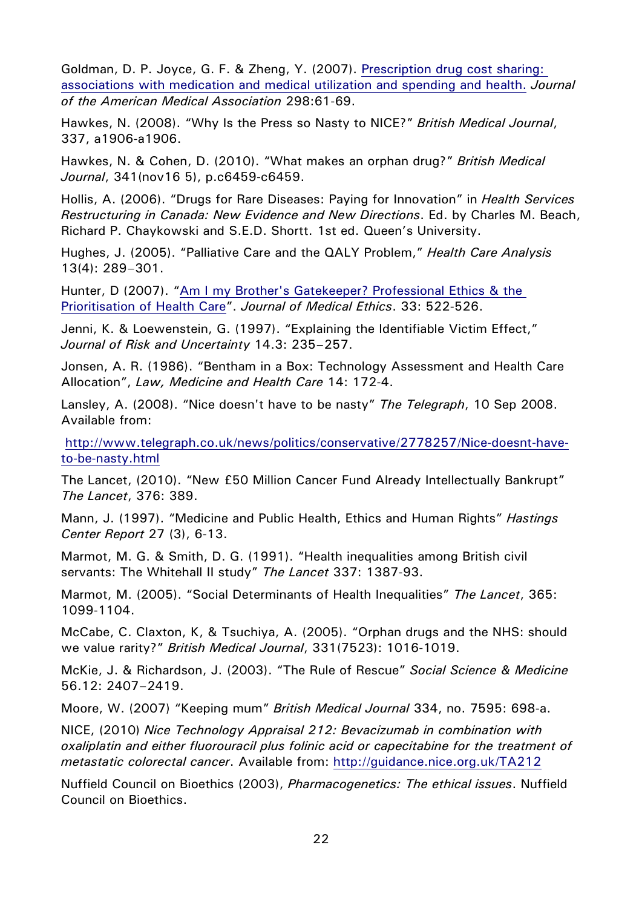Goldman, D. P. Joyce, G. F. & Zheng, Y. (2007). Prescription drug cost sharing: associations with medication and medical utilization and spending and health. *Journal of the American Medical Association* 298:61-69.

Hawkes, N. (2008). "Why Is the Press so Nasty to NICE?" *British Medical Journal*, 337, a1906-a1906.

Hawkes, N. & Cohen, D. (2010). "What makes an orphan drug?" *British Medical Journal*, 341(nov16 5), p.c6459-c6459.

Hollis, A. (2006). "Drugs for Rare Diseases: Paying for Innovation" in *Health Services Restructuring in Canada: New Evidence and New Directions*. Ed. by Charles M. Beach, Richard P. Chaykowski and S.E.D. Shortt. 1st ed. Queen's University.

Hughes, J. (2005). "Palliative Care and the QALY Problem," *Health Care Analysis* 13(4): 289–301.

Hunter, D (2007). "Am I my Brother's Gatekeeper? Professional Ethics & the Prioritisation of Health Care". *Journal of Medical Ethics*. 33: 522-526.

Jenni, K. & Loewenstein, G. (1997). "Explaining the Identifiable Victim Effect," *Journal of Risk and Uncertainty* 14.3: 235–257.

Jonsen, A. R. (1986). "Bentham in a Box: Technology Assessment and Health Care Allocation", *Law, Medicine and Health Care* 14: 172-4.

Lansley, A. (2008). "Nice doesn't have to be nasty" *The Telegraph*, 10 Sep 2008. Available from:

http://www.telegraph.co.uk/news/politics/conservative/2778257/Nice-doesnt-have-to-be-nasty.html

The Lancet, (2010). "New £50 Million Cancer Fund Already Intellectually Bankrupt" *The Lancet*, 376: 389.

Mann, J. (1997). "Medicine and Public Health, Ethics and Human Rights" *Hastings Center Report* 27 (3), 6-13.

Marmot, M. G. & Smith, D. G. (1991). "Health inequalities among British civil servants: The Whitehall II study" *The Lancet* 337: 1387-93.

Marmot, M. (2005). "Social Determinants of Health Inequalities" *The Lancet*, 365: 1099-1104.

McCabe, C. Claxton, K, & Tsuchiya, A. (2005). "Orphan drugs and the NHS: should we value rarity?" *British Medical Journal*, 331(7523): 1016-1019.

McKie, J. & Richardson, J. (2003). "The Rule of Rescue" *Social Science & Medicine* 56.12: 2407–2419.

Moore, W. (2007) "Keeping mum" *British Medical Journal* 334, no. 7595: 698-a.

NICE, (2010) *Nice Technology Appraisal 212: Bevacizumab in combination with oxaliplatin and either fluorouracil plus folinic acid or capecitabine for the treatment of metastatic colorectal cancer*. Available from: http://guidance.nice.org.uk/TA212

Nuffield Council on Bioethics (2003), *Pharmacogenetics: The ethical issues*. Nuffield Council on Bioethics.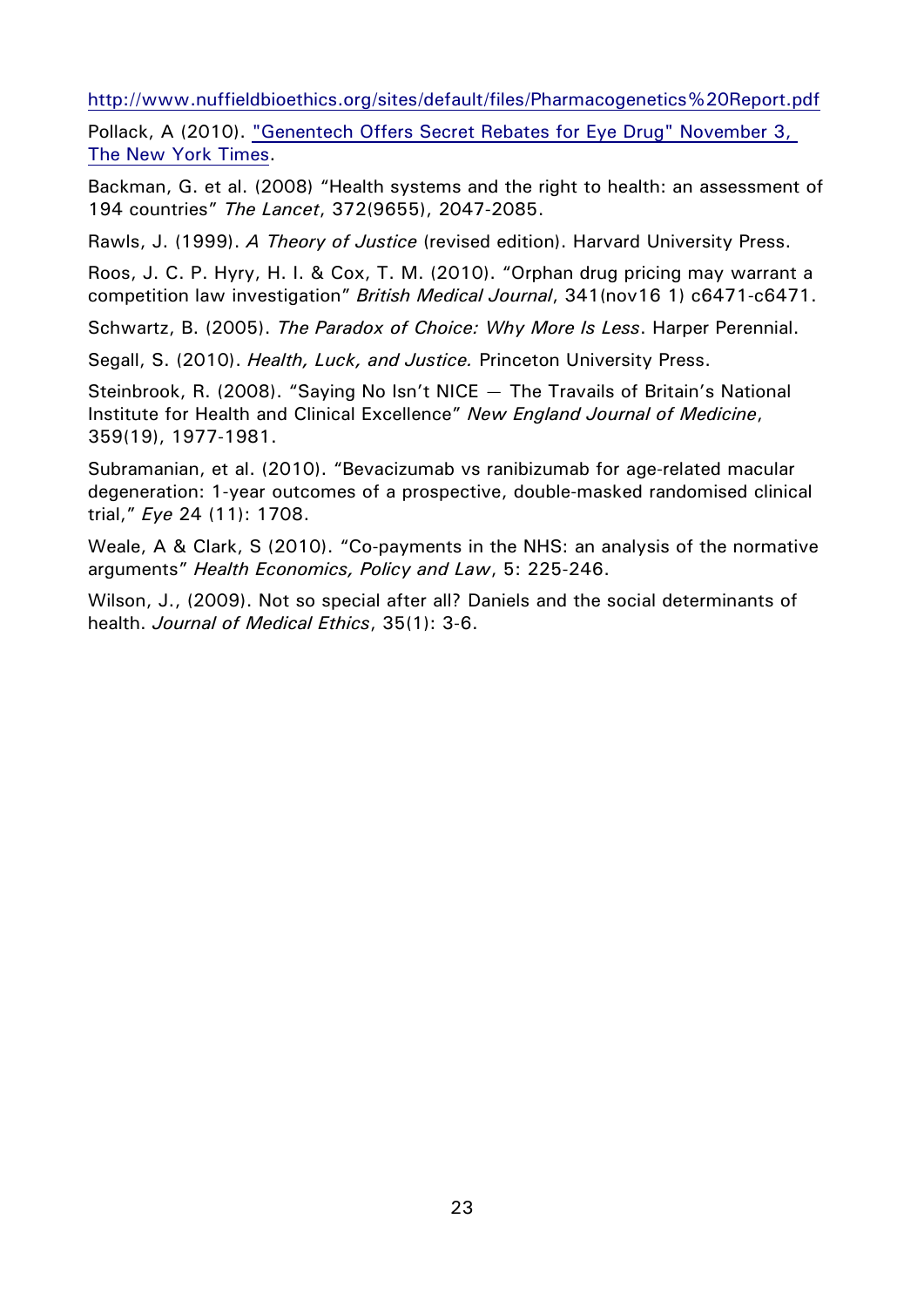http://www.nuffieldbioethics.org/sites/default/files/Pharmacogenetics%20Report.pdf

Pollack, A (2010). "Genentech Offers Secret Rebates for Eye Drug" November 3, The New York Times.

Backman, G. et al. (2008) "Health systems and the right to health: an assessment of 194 countries" *The Lancet*, 372(9655), 2047-2085.

Rawls, J. (1999). *A Theory of Justice* (revised edition). Harvard University Press.

Roos, J. C. P. Hyry, H. I. & Cox, T. M. (2010). "Orphan drug pricing may warrant a competition law investigation" *British Medical Journal*, 341(nov16 1) c6471-c6471.

Schwartz, B. (2005). *The Paradox of Choice: Why More Is Less*. Harper Perennial.

Segall, S. (2010). *Health, Luck, and Justice.* Princeton University Press.

Steinbrook, R. (2008). "Saying No Isn't NICE — The Travails of Britain's National Institute for Health and Clinical Excellence" *New England Journal of Medicine*, 359(19), 1977-1981.

Subramanian, et al. (2010). "Bevacizumab vs ranibizumab for age-related macular degeneration: 1-year outcomes of a prospective, double-masked randomised clinical trial," *Eye* 24 (11): 1708.

Weale, A & Clark, S (2010). "Co-payments in the NHS: an analysis of the normative arguments" *Health Economics, Policy and Law*, 5: 225-246.

Wilson, J., (2009). Not so special after all? Daniels and the social determinants of health. *Journal of Medical Ethics*, 35(1): 3-6.